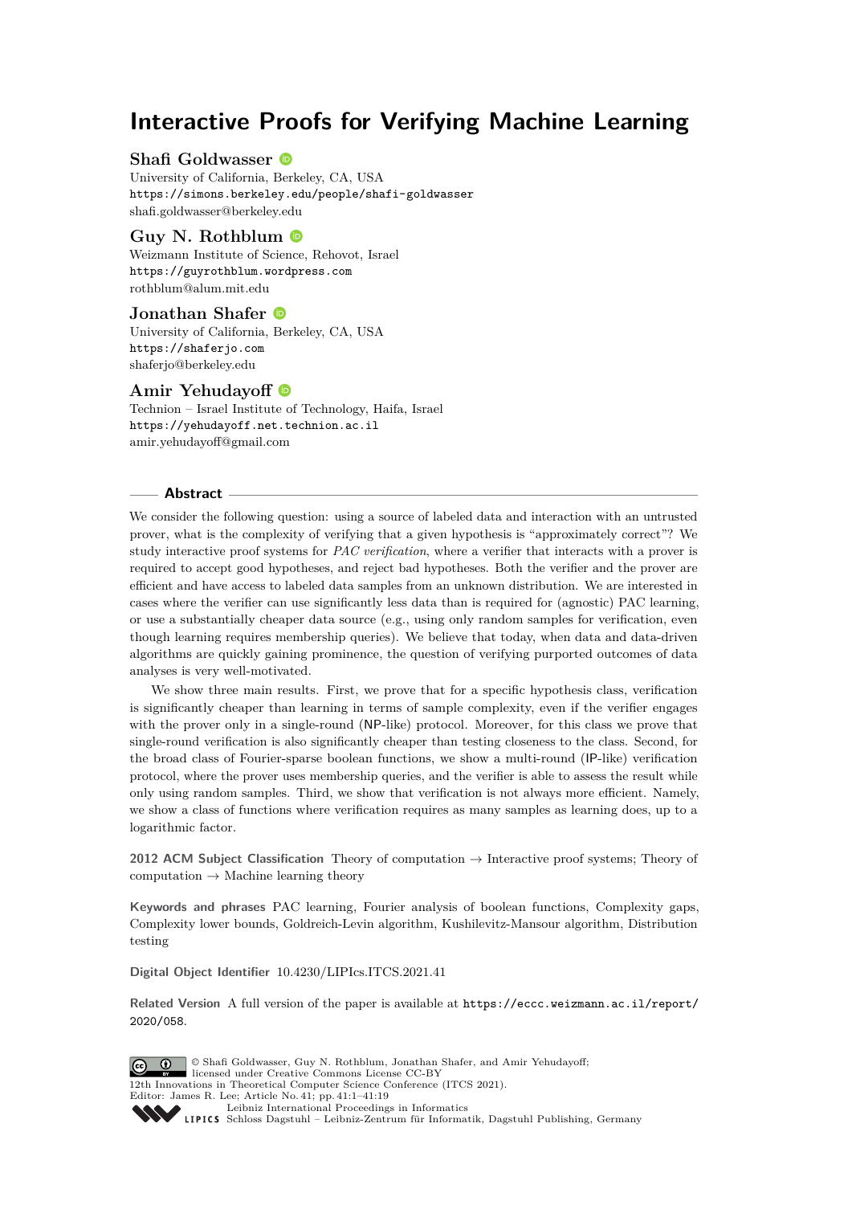# Interactive Proofs for Verifying Machine Learning

**Shafi Goldwasser**
University of California, Berkeley, CA, USA
https://simons.berkeley.edu/people/shafi-goldwasser
shafi.goldwasser@berkeley.edu

**Guy N. Rothblum**
Weizmann Institute of Science, Rehovot, Israel
https://guyrothblum.wordpress.com
rothblum@alum.mit.edu

**Jonathan Shafer**
University of California, Berkeley, CA, USA
https://shaferjo.com
shaferjo@berkeley.edu

**Amir Yehudayoff**
Technion – Israel Institute of Technology, Haifa, Israel
https://yehudayoff.net.technion.ac.il
amir.yehudayoff@gmail.com

## Abstract

We consider the following question: using a source of labeled data and interaction with an untrusted prover, what is the complexity of verifying that a given hypothesis is "approximately correct"? We study interactive proof systems for *PAC verification*, where a verifier that interacts with a prover is required to accept good hypotheses, and reject bad hypotheses. Both the verifier and the prover are efficient and have access to labeled data samples from an unknown distribution. We are interested in cases where the verifier can use significantly less data than is required for (agnostic) PAC learning, or use a substantially cheaper data source (e.g., using only random samples for verification, even though learning requires membership queries). We believe that today, when data and data-driven algorithms are quickly gaining prominence, the question of verifying purported outcomes of data analyses is very well-motivated.

We show three main results. First, we prove that for a specific hypothesis class, verification is significantly cheaper than learning in terms of sample complexity, even if the verifier engages with the prover only in a single-round (NP-like) protocol. Moreover, for this class we prove that single-round verification is also significantly cheaper than testing closeness to the class. Second, for the broad class of Fourier-sparse boolean functions, we show a multi-round (IP-like) verification protocol, where the prover uses membership queries, and the verifier is able to assess the result while only using random samples. Third, we show that verification is not always more efficient. Namely, we show a class of functions where verification requires as many samples as learning does, up to a logarithmic factor.

**2012 ACM Subject Classification** Theory of computation → Interactive proof systems; Theory of computation → Machine learning theory

**Keywords and phrases** PAC learning, Fourier analysis of boolean functions, Complexity gaps, Complexity lower bounds, Goldreich-Levin algorithm, Kushilevitz-Mansour algorithm, Distribution testing

**Digital Object Identifier** 10.4230/LIPIcs.ITCS.2021.41

**Related Version** A full version of the paper is available at https://eccc.weizmann.ac.il/report/2020/058.

© Shafi Goldwasser, Guy N. Rothblum, Jonathan Shafer, and Amir Yehudayoff; licensed under Creative Commons License CC-BY
12th Innovations in Theoretical Computer Science Conference (ITCS 2021).
Editor: James R. Lee; Article No. 41; pp. 41:1–41:19
Leibniz International Proceedings in Informatics
Schloss Dagstuhl – Leibniz-Zentrum für Informatik, Dagstuhl Publishing, Germany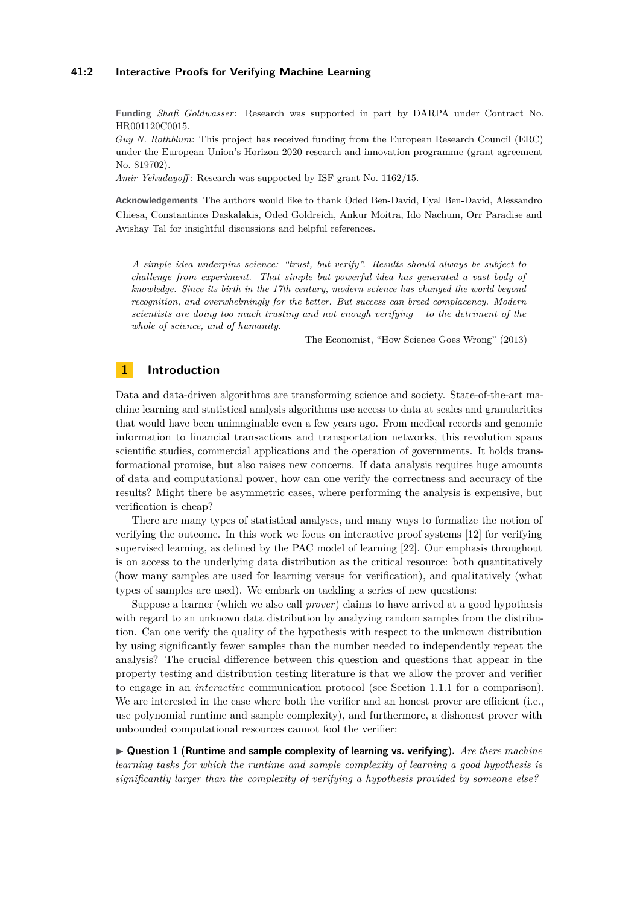**Funding** *Shafi Goldwasser*: Research was supported in part by DARPA under Contract No. HR001120C0015.
*Guy N. Rothblum*: This project has received funding from the European Research Council (ERC) under the European Union's Horizon 2020 research and innovation programme (grant agreement No. 819702).
*Amir Yehudayoff*: Research was supported by ISF grant No. 1162/15.

**Acknowledgements** The authors would like to thank Oded Ben-David, Eyal Ben-David, Alessandro Chiesa, Constantinos Daskalakis, Oded Goldreich, Ankur Moitra, Ido Nachum, Orr Paradise and Avishay Tal for insightful discussions and helpful references.

---

> *A simple idea underpins science: "trust, but verify". Results should always be subject to challenge from experiment. That simple but powerful idea has generated a vast body of knowledge. Since its birth in the 17th century, modern science has changed the world beyond recognition, and overwhelmingly for the better. But success can breed complacency. Modern scientists are doing too much trusting and not enough verifying – to the detriment of the whole of science, and of humanity.*
>
> The Economist, "How Science Goes Wrong" (2013)

# 1 Introduction

Data and data-driven algorithms are transforming science and society. State-of-the-art machine learning and statistical analysis algorithms use access to data at scales and granularities that would have been unimaginable even a few years ago. From medical records and genomic information to financial transactions and transportation networks, this revolution spans scientific studies, commercial applications and the operation of governments. It holds transformational promise, but also raises new concerns. If data analysis requires huge amounts of data and computational power, how can one verify the correctness and accuracy of the results? Might there be asymmetric cases, where performing the analysis is expensive, but verification is cheap?

There are many types of statistical analyses, and many ways to formalize the notion of verifying the outcome. In this work we focus on interactive proof systems [12] for verifying supervised learning, as defined by the PAC model of learning [22]. Our emphasis throughout is on access to the underlying data distribution as the critical resource: both quantitatively (how many samples are used for learning versus for verification), and qualitatively (what types of samples are used). We embark on tackling a series of new questions:

Suppose a learner (which we also call *prover*) claims to have arrived at a good hypothesis with regard to an unknown data distribution by analyzing random samples from the distribution. Can one verify the quality of the hypothesis with respect to the unknown distribution by using significantly fewer samples than the number needed to independently repeat the analysis? The crucial difference between this question and questions that appear in the property testing and distribution testing literature is that we allow the prover and verifier to engage in an *interactive* communication protocol (see Section 1.1.1 for a comparison). We are interested in the case where both the verifier and an honest prover are efficient (i.e., use polynomial runtime and sample complexity), and furthermore, a dishonest prover with unbounded computational resources cannot fool the verifier:

▶ **Question 1 (Runtime and sample complexity of learning vs. verifying).** *Are there machine learning tasks for which the runtime and sample complexity of learning a good hypothesis is significantly larger than the complexity of verifying a hypothesis provided by someone else?*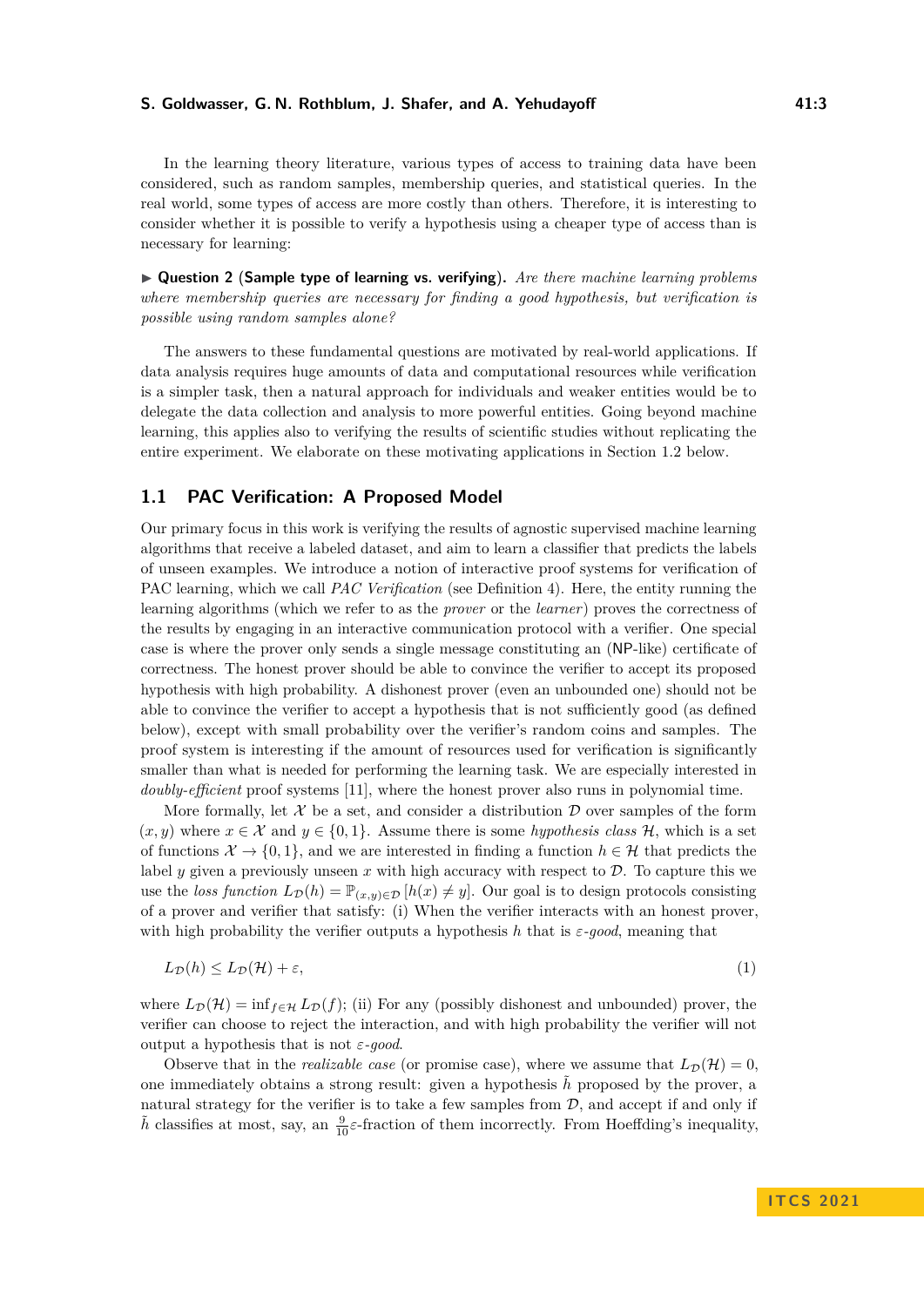In the learning theory literature, various types of access to training data have been considered, such as random samples, membership queries, and statistical queries. In the real world, some types of access are more costly than others. Therefore, it is interesting to consider whether it is possible to verify a hypothesis using a cheaper type of access than is necessary for learning:

▶ **Question 2** (**Sample type of learning vs. verifying**). *Are there machine learning problems where membership queries are necessary for finding a good hypothesis, but verification is possible using random samples alone?*

The answers to these fundamental questions are motivated by real-world applications. If data analysis requires huge amounts of data and computational resources while verification is a simpler task, then a natural approach for individuals and weaker entities would be to delegate the data collection and analysis to more powerful entities. Going beyond machine learning, this applies also to verifying the results of scientific studies without replicating the entire experiment. We elaborate on these motivating applications in Section 1.2 below.

## 1.1 PAC Verification: A Proposed Model

Our primary focus in this work is verifying the results of agnostic supervised machine learning algorithms that receive a labeled dataset, and aim to learn a classifier that predicts the labels of unseen examples. We introduce a notion of interactive proof systems for verification of PAC learning, which we call *PAC Verification* (see Definition 4). Here, the entity running the learning algorithms (which we refer to as the *prover* or the *learner*) proves the correctness of the results by engaging in an interactive communication protocol with a verifier. One special case is where the prover only sends a single message constituting an (NP-like) certificate of correctness. The honest prover should be able to convince the verifier to accept its proposed hypothesis with high probability. A dishonest prover (even an unbounded one) should not be able to convince the verifier to accept a hypothesis that is not sufficiently good (as defined below), except with small probability over the verifier's random coins and samples. The proof system is interesting if the amount of resources used for verification is significantly smaller than what is needed for performing the learning task. We are especially interested in *doubly-efficient* proof systems [11], where the honest prover also runs in polynomial time.

More formally, let $\mathcal{X}$ be a set, and consider a distribution $\mathcal{D}$ over samples of the form $(x, y)$ where $x \in \mathcal{X}$ and $y \in \{0, 1\}$. Assume there is some *hypothesis class* $\mathcal{H}$, which is a set of functions $\mathcal{X} \to \{0, 1\}$, and we are interested in finding a function $h \in \mathcal{H}$ that predicts the label $y$ given a previously unseen $x$ with high accuracy with respect to $\mathcal{D}$. To capture this we use the *loss function* $L_{\mathcal{D}}(h) = \mathbb{P}_{(x,y)\in\mathcal{D}}[h(x) \neq y]$. Our goal is to design protocols consisting of a prover and verifier that satisfy: (i) When the verifier interacts with an honest prover, with high probability the verifier outputs a hypothesis $h$ that is $\varepsilon$-*good*, meaning that

$$L_{\mathcal{D}}(h) \leq L_{\mathcal{D}}(\mathcal{H}) + \varepsilon, \tag{1}$$

where $L_{\mathcal{D}}(\mathcal{H}) = \inf_{f\in\mathcal{H}} L_{\mathcal{D}}(f)$; (ii) For any (possibly dishonest and unbounded) prover, the verifier can choose to reject the interaction, and with high probability the verifier will not output a hypothesis that is not $\varepsilon$-*good*.

Observe that in the *realizable case* (or promise case), where we assume that $L_{\mathcal{D}}(\mathcal{H}) = 0$, one immediately obtains a strong result: given a hypothesis $\tilde{h}$ proposed by the prover, a natural strategy for the verifier is to take a few samples from $\mathcal{D}$, and accept if and only if $\tilde{h}$ classifies at most, say, an $\frac{9}{10}\varepsilon$-fraction of them incorrectly. From Hoeffding's inequality,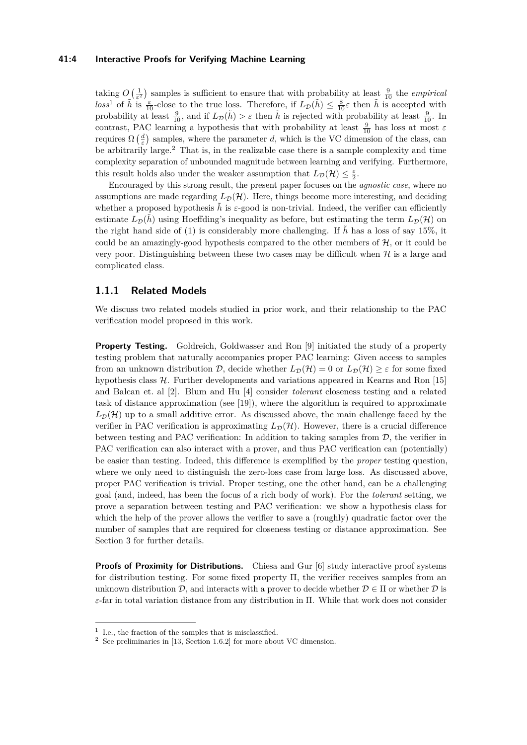taking $O\left(\frac{1}{\varepsilon^2}\right)$ samples is sufficient to ensure that with probability at least $\frac{9}{10}$ the *empirical loss*[1] of $\tilde{h}$ is $\frac{\varepsilon}{10}$-close to the true loss. Therefore, if $L_{\mathcal{D}}(\tilde{h}) \leq \frac{8}{10}\varepsilon$ then $\tilde{h}$ is accepted with probability at least $\frac{9}{10}$, and if $L_{\mathcal{D}}(\tilde{h}) > \varepsilon$ then $\tilde{h}$ is rejected with probability at least $\frac{9}{10}$. In contrast, PAC learning a hypothesis that with probability at least $\frac{9}{10}$ has loss at most $\varepsilon$ requires $\Omega\left(\frac{d}{\varepsilon}\right)$ samples, where the parameter $d$, which is the VC dimension of the class, can be arbitrarily large.[2] That is, in the realizable case there is a sample complexity and time complexity separation of unbounded magnitude between learning and verifying. Furthermore, this result holds also under the weaker assumption that $L_{\mathcal{D}}(\mathcal{H}) \leq \frac{\varepsilon}{2}$.

Encouraged by this strong result, the present paper focuses on the *agnostic case*, where no assumptions are made regarding $L_{\mathcal{D}}(\mathcal{H})$. Here, things become more interesting, and deciding whether a proposed hypothesis $\tilde{h}$ is $\varepsilon$-good is non-trivial. Indeed, the verifier can efficiently estimate $L_{\mathcal{D}}(\tilde{h})$ using Hoeffding's inequality as before, but estimating the term $L_{\mathcal{D}}(\mathcal{H})$ on the right hand side of (1) is considerably more challenging. If $\tilde{h}$ has a loss of say 15%, it could be an amazingly-good hypothesis compared to the other members of $\mathcal{H}$, or it could be very poor. Distinguishing between these two cases may be difficult when $\mathcal{H}$ is a large and complicated class.

### 1.1.1 Related Models

We discuss two related models studied in prior work, and their relationship to the PAC verification model proposed in this work.

**Property Testing.** Goldreich, Goldwasser and Ron [9] initiated the study of a property testing problem that naturally accompanies proper PAC learning: Given access to samples from an unknown distribution $\mathcal{D}$, decide whether $L_{\mathcal{D}}(\mathcal{H}) = 0$ or $L_{\mathcal{D}}(\mathcal{H}) \geq \varepsilon$ for some fixed hypothesis class $\mathcal{H}$. Further developments and variations appeared in Kearns and Ron [15] and Balcan et. al [2]. Blum and Hu [4] consider *tolerant* closeness testing and a related task of distance approximation (see [19]), where the algorithm is required to approximate $L_{\mathcal{D}}(\mathcal{H})$ up to a small additive error. As discussed above, the main challenge faced by the verifier in PAC verification is approximating $L_{\mathcal{D}}(\mathcal{H})$. However, there is a crucial difference between testing and PAC verification: In addition to taking samples from $\mathcal{D}$, the verifier in PAC verification can also interact with a prover, and thus PAC verification can (potentially) be easier than testing. Indeed, this difference is exemplified by the *proper* testing question, where we only need to distinguish the zero-loss case from large loss. As discussed above, proper PAC verification is trivial. Proper testing, one the other hand, can be a challenging goal (and, indeed, has been the focus of a rich body of work). For the *tolerant* setting, we prove a separation between testing and PAC verification: we show a hypothesis class for which the help of the prover allows the verifier to save a (roughly) quadratic factor over the number of samples that are required for closeness testing or distance approximation. See Section 3 for further details.

**Proofs of Proximity for Distributions.** Chiesa and Gur [6] study interactive proof systems for distribution testing. For some fixed property $\Pi$, the verifier receives samples from an unknown distribution $\mathcal{D}$, and interacts with a prover to decide whether $\mathcal{D} \in \Pi$ or whether $\mathcal{D}$ is $\varepsilon$-far in total variation distance from any distribution in $\Pi$. While that work does not consider

---

[1] I.e., the fraction of the samples that is misclassified.

[2] See preliminaries in [13, Section 1.6.2] for more about VC dimension.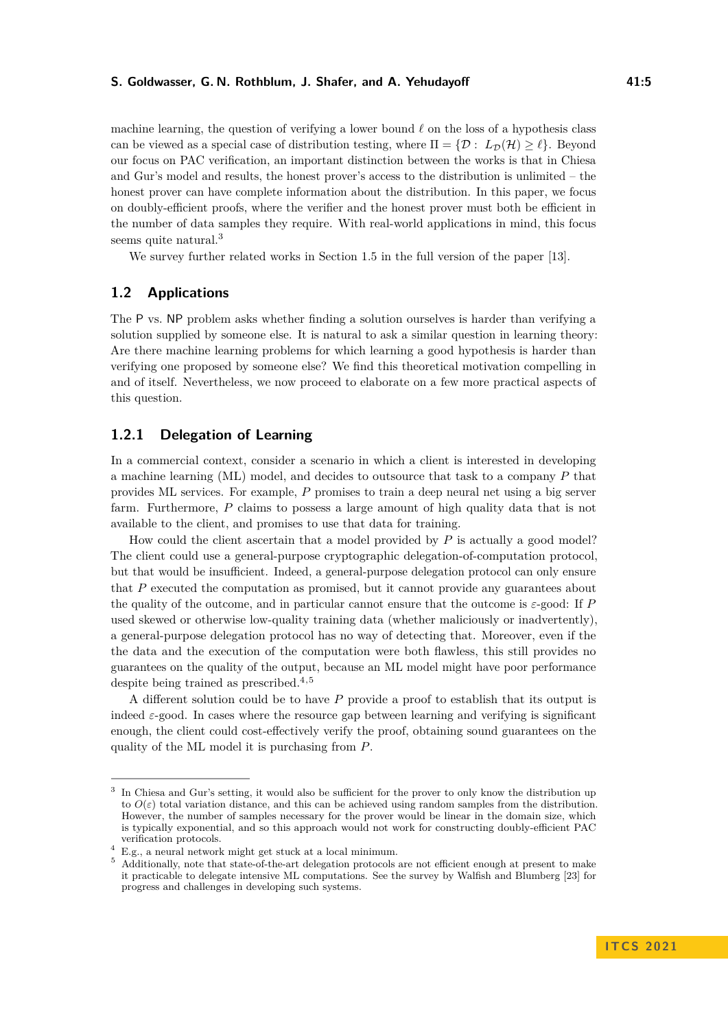machine learning, the question of verifying a lower bound $\ell$ on the loss of a hypothesis class can be viewed as a special case of distribution testing, where $\Pi = \{\mathcal{D} : \ L_{\mathcal{D}}(\mathcal{H}) \geq \ell\}$. Beyond our focus on PAC verification, an important distinction between the works is that in Chiesa and Gur's model and results, the honest prover's access to the distribution is unlimited – the honest prover can have complete information about the distribution. In this paper, we focus on doubly-efficient proofs, where the verifier and the honest prover must both be efficient in the number of data samples they require. With real-world applications in mind, this focus seems quite natural.[3]

We survey further related works in Section 1.5 in the full version of the paper [13].

## 1.2 Applications

The P vs. NP problem asks whether finding a solution ourselves is harder than verifying a solution supplied by someone else. It is natural to ask a similar question in learning theory: Are there machine learning problems for which learning a good hypothesis is harder than verifying one proposed by someone else? We find this theoretical motivation compelling in and of itself. Nevertheless, we now proceed to elaborate on a few more practical aspects of this question.

### 1.2.1 Delegation of Learning

In a commercial context, consider a scenario in which a client is interested in developing a machine learning (ML) model, and decides to outsource that task to a company $P$ that provides ML services. For example, $P$ promises to train a deep neural net using a big server farm. Furthermore, $P$ claims to possess a large amount of high quality data that is not available to the client, and promises to use that data for training.

How could the client ascertain that a model provided by $P$ is actually a good model? The client could use a general-purpose cryptographic delegation-of-computation protocol, but that would be insufficient. Indeed, a general-purpose delegation protocol can only ensure that $P$ executed the computation as promised, but it cannot provide any guarantees about the quality of the outcome, and in particular cannot ensure that the outcome is $\varepsilon$-good: If $P$ used skewed or otherwise low-quality training data (whether maliciously or inadvertently), a general-purpose delegation protocol has no way of detecting that. Moreover, even if the the data and the execution of the computation were both flawless, this still provides no guarantees on the quality of the output, because an ML model might have poor performance despite being trained as prescribed.[4,5]

A different solution could be to have $P$ provide a proof to establish that its output is indeed $\varepsilon$-good. In cases where the resource gap between learning and verifying is significant enough, the client could cost-effectively verify the proof, obtaining sound guarantees on the quality of the ML model it is purchasing from $P$.

---

[3] In Chiesa and Gur's setting, it would also be sufficient for the prover to only know the distribution up to $O(\varepsilon)$ total variation distance, and this can be achieved using random samples from the distribution. However, the number of samples necessary for the prover would be linear in the domain size, which is typically exponential, and so this approach would not work for constructing doubly-efficient PAC verification protocols.

[4] E.g., a neural network might get stuck at a local minimum.

[5] Additionally, note that state-of-the-art delegation protocols are not efficient enough at present to make it practicable to delegate intensive ML computations. See the survey by Walfish and Blumberg [23] for progress and challenges in developing such systems.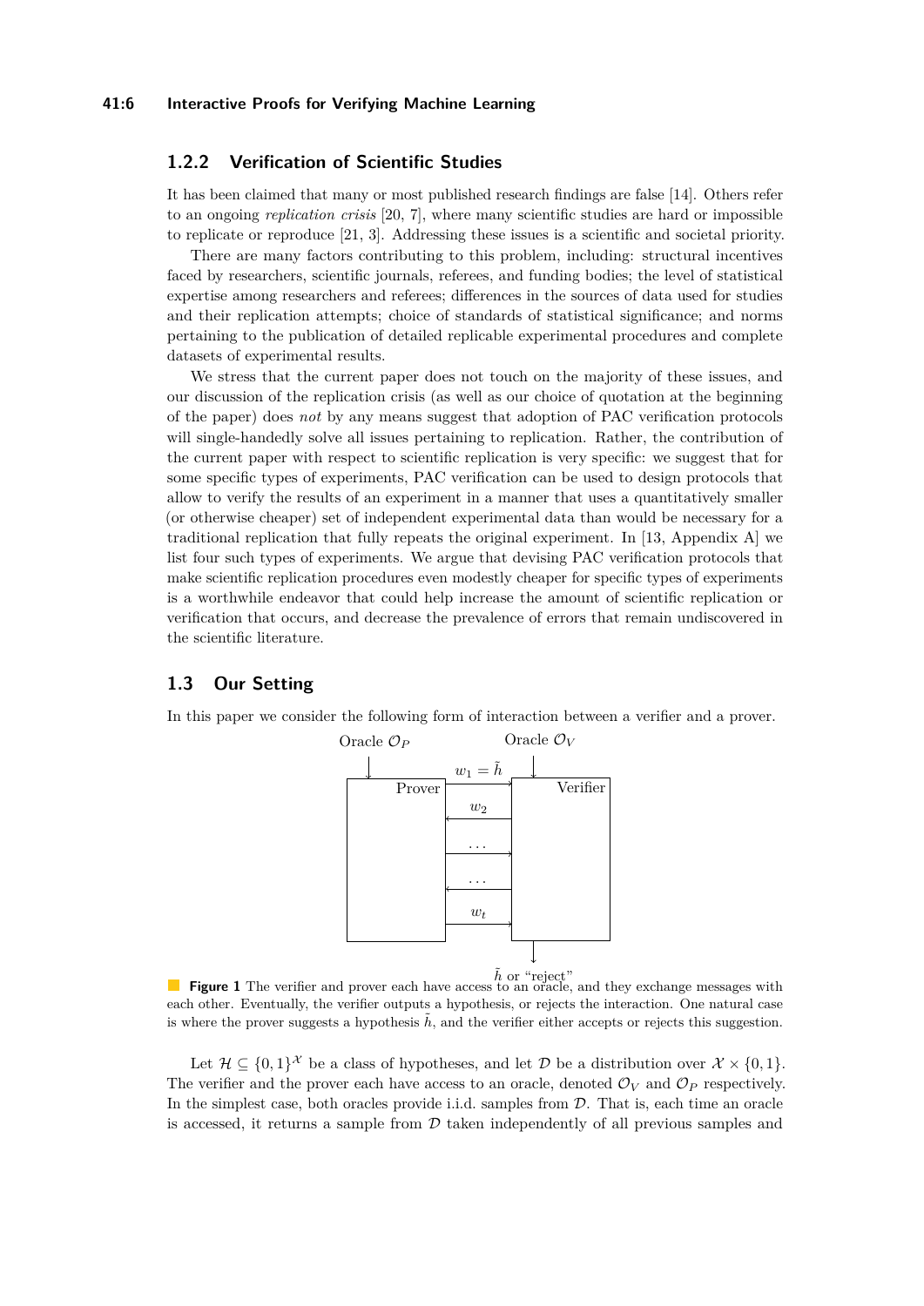### 1.2.2 Verification of Scientific Studies

It has been claimed that many or most published research findings are false [14]. Others refer to an ongoing *replication crisis* [20, 7], where many scientific studies are hard or impossible to replicate or reproduce [21, 3]. Addressing these issues is a scientific and societal priority.

There are many factors contributing to this problem, including: structural incentives faced by researchers, scientific journals, referees, and funding bodies; the level of statistical expertise among researchers and referees; differences in the sources of data used for studies and their replication attempts; choice of standards of statistical significance; and norms pertaining to the publication of detailed replicable experimental procedures and complete datasets of experimental results.

We stress that the current paper does not touch on the majority of these issues, and our discussion of the replication crisis (as well as our choice of quotation at the beginning of the paper) does *not* by any means suggest that adoption of PAC verification protocols will single-handedly solve all issues pertaining to replication. Rather, the contribution of the current paper with respect to scientific replication is very specific: we suggest that for some specific types of experiments, PAC verification can be used to design protocols that allow to verify the results of an experiment in a manner that uses a quantitatively smaller (or otherwise cheaper) set of independent experimental data than would be necessary for a traditional replication that fully repeats the original experiment. In [13, Appendix A] we list four such types of experiments. We argue that devising PAC verification protocols that make scientific replication procedures even modestly cheaper for specific types of experiments is a worthwhile endeavor that could help increase the amount of scientific replication or verification that occurs, and decrease the prevalence of errors that remain undiscovered in the scientific literature.

## 1.3 Our Setting

In this paper we consider the following form of interaction between a verifier and a prover.

Oracle $\mathcal{O}_P$ → Prover; Oracle $\mathcal{O}_V$ → Verifier. Messages: $w_1 = \tilde{h}$ (Prover → Verifier), $w_2$ (Verifier → Prover), $\dots$, $\dots$, $w_t$ (Prover → Verifier). Verifier output: $\tilde{h}$ or "reject"

**Figure 1** The verifier and prover each have access to an oracle, and they exchange messages with each other. Eventually, the verifier outputs a hypothesis, or rejects the interaction. One natural case is where the prover suggests a hypothesis $\tilde{h}$, and the verifier either accepts or rejects this suggestion.

Let $\mathcal{H} \subseteq \{0,1\}^{\mathcal{X}}$ be a class of hypotheses, and let $\mathcal{D}$ be a distribution over $\mathcal{X} \times \{0,1\}$. The verifier and the prover each have access to an oracle, denoted $\mathcal{O}_V$ and $\mathcal{O}_P$ respectively. In the simplest case, both oracles provide i.i.d. samples from $\mathcal{D}$. That is, each time an oracle is accessed, it returns a sample from $\mathcal{D}$ taken independently of all previous samples and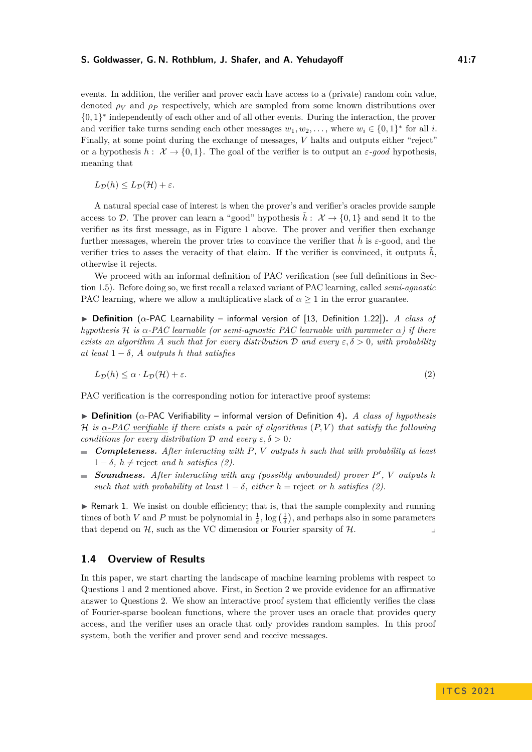events. In addition, the verifier and prover each have access to a (private) random coin value, denoted $\rho_V$ and $\rho_P$ respectively, which are sampled from some known distributions over $\{0,1\}^*$ independently of each other and of all other events. During the interaction, the prover and verifier take turns sending each other messages $w_1, w_2, \dots$, where $w_i \in \{0,1\}^*$ for all $i$. Finally, at some point during the exchange of messages, $V$ halts and outputs either "reject" or a hypothesis $h : \mathcal{X} \to \{0,1\}$. The goal of the verifier is to output an $\varepsilon$*-good* hypothesis, meaning that

$$L_{\mathcal{D}}(h) \leq L_{\mathcal{D}}(\mathcal{H}) + \varepsilon.$$

A natural special case of interest is when the prover's and verifier's oracles provide sample access to $\mathcal{D}$. The prover can learn a "good" hypothesis $\tilde{h} : \mathcal{X} \to \{0,1\}$ and send it to the verifier as its first message, as in Figure 1 above. The prover and verifier then exchange further messages, wherein the prover tries to convince the verifier that $\tilde{h}$ is $\varepsilon$-good, and the verifier tries to asses the veracity of that claim. If the verifier is convinced, it outputs $\tilde{h}$, otherwise it rejects.

We proceed with an informal definition of PAC verification (see full definitions in Section 1.5). Before doing so, we first recall a relaxed variant of PAC learning, called *semi-agnostic* PAC learning, where we allow a multiplicative slack of $\alpha \geq 1$ in the error guarantee.

▶ **Definition** ($\alpha$-PAC Learnability – informal version of [13, Definition 1.22])**.** *A class of hypothesis $\mathcal{H}$ is α-PAC learnable (or semi-agnostic PAC learnable with parameter α) if there exists an algorithm $A$ such that for every distribution $\mathcal{D}$ and every $\varepsilon, \delta > 0$, with probability at least $1-\delta$, $A$ outputs $h$ that satisfies*

$$L_{\mathcal{D}}(h) \leq \alpha \cdot L_{\mathcal{D}}(\mathcal{H}) + \varepsilon. \tag{2}$$

PAC verification is the corresponding notion for interactive proof systems:

▶ **Definition** ($\alpha$-PAC Verifiability – informal version of Definition 4)**.** *A class of hypothesis $\mathcal{H}$ is α-PAC verifiable if there exists a pair of algorithms $(P, V)$ that satisfy the following conditions for every distribution $\mathcal{D}$ and every $\varepsilon, \delta > 0$:*

- ***Completeness.*** *After interacting with $P$, $V$ outputs $h$ such that with probability at least $1-\delta$, $h \neq$ reject and $h$ satisfies (2).*
- ***Soundness.*** *After interacting with any (possibly unbounded) prover $P'$, $V$ outputs $h$ such that with probability at least $1-\delta$, either $h =$ reject or $h$ satisfies (2).*

▶ Remark 1. We insist on double efficiency; that is, that the sample complexity and running times of both $V$ and $P$ must be polynomial in $\frac{1}{\varepsilon}$, $\log\left(\frac{1}{\delta}\right)$, and perhaps also in some parameters that depend on $\mathcal{H}$, such as the VC dimension or Fourier sparsity of $\mathcal{H}$.

## 1.4 Overview of Results

In this paper, we start charting the landscape of machine learning problems with respect to Questions 1 and 2 mentioned above. First, in Section 2 we provide evidence for an affirmative answer to Questions 2. We show an interactive proof system that efficiently verifies the class of Fourier-sparse boolean functions, where the prover uses an oracle that provides query access, and the verifier uses an oracle that only provides random samples. In this proof system, both the verifier and prover send and receive messages.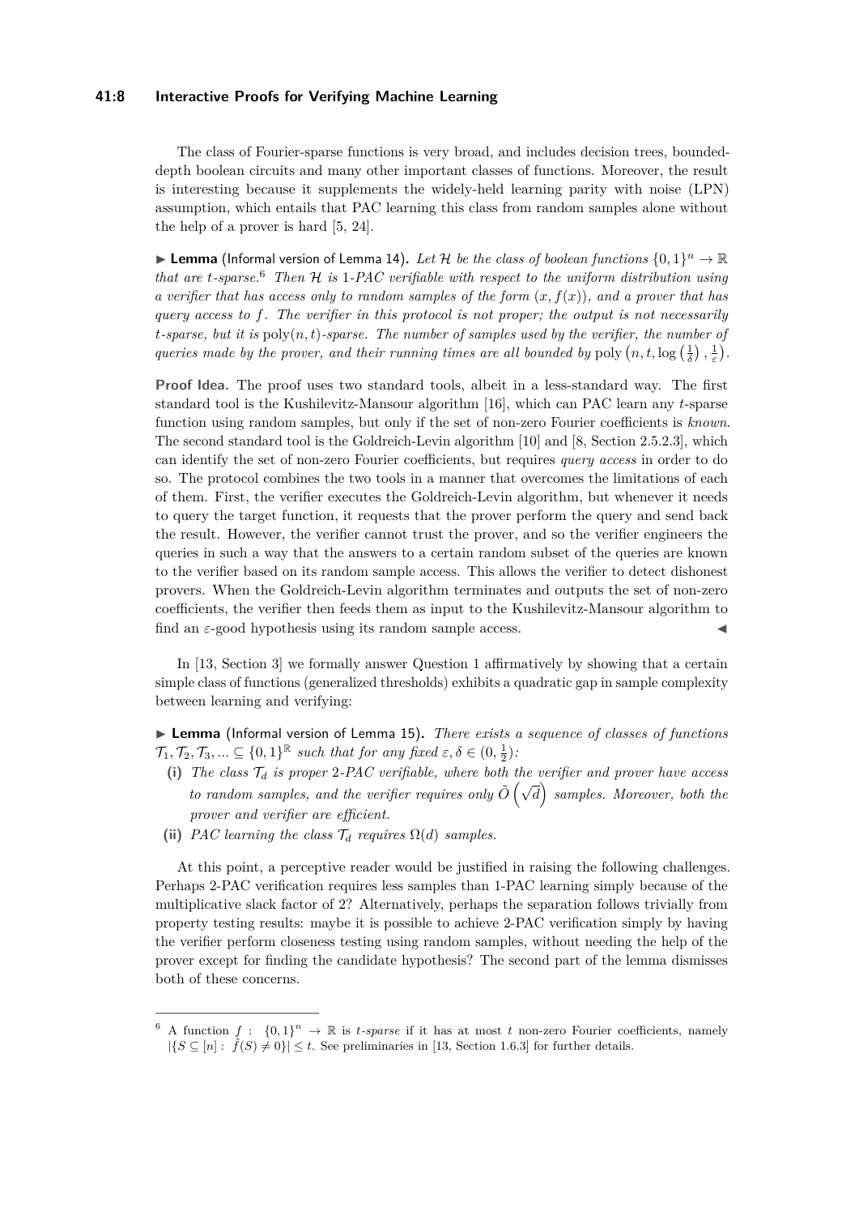The class of Fourier-sparse functions is very broad, and includes decision trees, bounded-depth boolean circuits and many other important classes of functions. Moreover, the result is interesting because it supplements the widely-held learning parity with noise (LPN) assumption, which entails that PAC learning this class from random samples alone without the help of a prover is hard [5, 24].

► **Lemma** (Informal version of Lemma 14). *Let $\mathcal{H}$ be the class of boolean functions $\{0,1\}^n \to \mathbb{R}$ that are $t$-sparse.*[6] *Then $\mathcal{H}$ is 1-PAC verifiable with respect to the uniform distribution using a verifier that has access only to random samples of the form $(x, f(x))$, and a prover that has query access to $f$. The verifier in this protocol is not proper; the output is not necessarily $t$-sparse, but it is $\mathrm{poly}(n,t)$-sparse. The number of samples used by the verifier, the number of queries made by the prover, and their running times are all bounded by $\mathrm{poly}\left(n, t, \log\left(\frac{1}{\delta}\right), \frac{1}{\varepsilon}\right)$.*

**Proof Idea.** The proof uses two standard tools, albeit in a less-standard way. The first standard tool is the Kushilevitz-Mansour algorithm [16], which can PAC learn any $t$-sparse function using random samples, but only if the set of non-zero Fourier coefficients is *known*. The second standard tool is the Goldreich-Levin algorithm [10] and [8, Section 2.5.2.3], which can identify the set of non-zero Fourier coefficients, but requires *query access* in order to do so. The protocol combines the two tools in a manner that overcomes the limitations of each of them. First, the verifier executes the Goldreich-Levin algorithm, but whenever it needs to query the target function, it requests that the prover perform the query and send back the result. However, the verifier cannot trust the prover, and so the verifier engineers the queries in such a way that the answers to a certain random subset of the queries are known to the verifier based on its random sample access. This allows the verifier to detect dishonest provers. When the Goldreich-Levin algorithm terminates and outputs the set of non-zero coefficients, the verifier then feeds them as input to the Kushilevitz-Mansour algorithm to find an $\varepsilon$-good hypothesis using its random sample access. ◄

In [13, Section 3] we formally answer Question 1 affirmatively by showing that a certain simple class of functions (generalized thresholds) exhibits a quadratic gap in sample complexity between learning and verifying:

► **Lemma** (Informal version of Lemma 15). *There exists a sequence of classes of functions $\mathcal{T}_1, \mathcal{T}_2, \mathcal{T}_3, \ldots \subseteq \{0,1\}^{\mathbb{R}}$ such that for any fixed $\varepsilon, \delta \in (0, \frac{1}{2})$:*

**(i)** *The class $\mathcal{T}_d$ is proper 2-PAC verifiable, where both the verifier and prover have access to random samples, and the verifier requires only $\tilde{O}\left(\sqrt{d}\right)$ samples. Moreover, both the prover and verifier are efficient.*

**(ii)** *PAC learning the class $\mathcal{T}_d$ requires $\Omega(d)$ samples.*

At this point, a perceptive reader would be justified in raising the following challenges. Perhaps 2-PAC verification requires less samples than 1-PAC learning simply because of the multiplicative slack factor of 2? Alternatively, perhaps the separation follows trivially from property testing results: maybe it is possible to achieve 2-PAC verification simply by having the verifier perform closeness testing using random samples, without needing the help of the prover except for finding the candidate hypothesis? The second part of the lemma dismisses both of these concerns.

[6] A function $f: \{0,1\}^n \to \mathbb{R}$ is *$t$-sparse* if it has at most $t$ non-zero Fourier coefficients, namely $|\{S \subseteq [n] : \hat{f}(S) \neq 0\}| \leq t$. See preliminaries in [13, Section 1.6.3] for further details.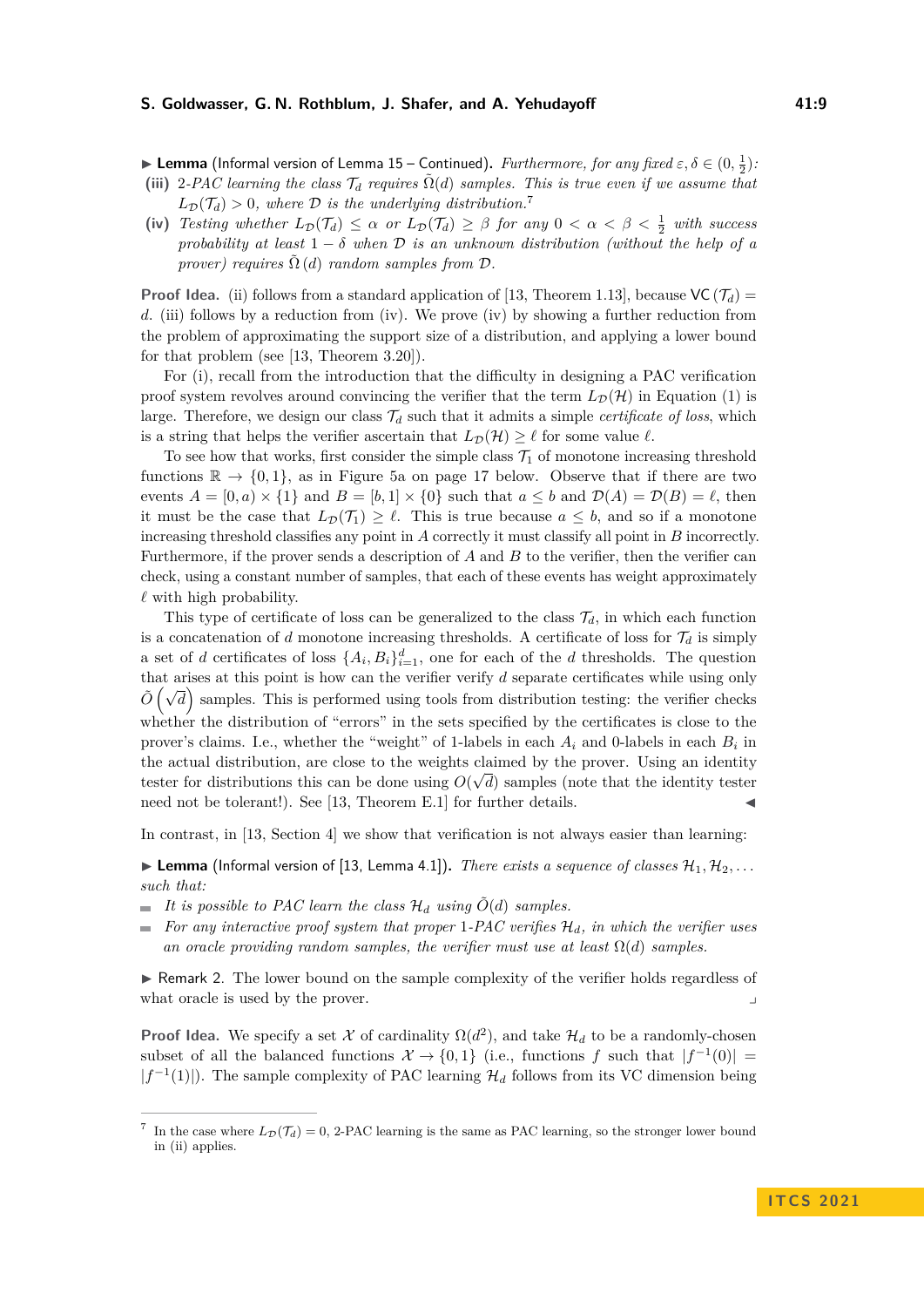▶ **Lemma** (Informal version of Lemma 15 – Continued). *Furthermore, for any fixed $\varepsilon, \delta \in (0, \frac{1}{2})$:*

**(iii)** *2-PAC learning the class $\mathcal{T}_d$ requires $\tilde{\Omega}(d)$ samples. This is true even if we assume that $L_{\mathcal{D}}(\mathcal{T}_d) > 0$, where $\mathcal{D}$ is the underlying distribution.*[7]

**(iv)** *Testing whether $L_{\mathcal{D}}(\mathcal{T}_d) \leq \alpha$ or $L_{\mathcal{D}}(\mathcal{T}_d) \geq \beta$ for any $0 < \alpha < \beta < \frac{1}{2}$ with success probability at least $1 - \delta$ when $\mathcal{D}$ is an unknown distribution (without the help of a prover) requires $\tilde{\Omega}(d)$ random samples from $\mathcal{D}$.*

**Proof Idea.** (ii) follows from a standard application of [13, Theorem 1.13], because $\mathsf{VC}(\mathcal{T}_d) = d$. (iii) follows by a reduction from (iv). We prove (iv) by showing a further reduction from the problem of approximating the support size of a distribution, and applying a lower bound for that problem (see [13, Theorem 3.20]).

For (i), recall from the introduction that the difficulty in designing a PAC verification proof system revolves around convincing the verifier that the term $L_{\mathcal{D}}(\mathcal{H})$ in Equation (1) is large. Therefore, we design our class $\mathcal{T}_d$ such that it admits a simple *certificate of loss*, which is a string that helps the verifier ascertain that $L_{\mathcal{D}}(\mathcal{H}) \geq \ell$ for some value $\ell$.

To see how that works, first consider the simple class $\mathcal{T}_1$ of monotone increasing threshold functions $\mathbb{R} \to \{0, 1\}$, as in Figure 5a on page 17 below. Observe that if there are two events $A = [0, a) \times \{1\}$ and $B = [b, 1] \times \{0\}$ such that $a \leq b$ and $\mathcal{D}(A) = \mathcal{D}(B) = \ell$, then it must be the case that $L_{\mathcal{D}}(\mathcal{T}_1) \geq \ell$. This is true because $a \leq b$, and so if a monotone increasing threshold classifies any point in $A$ correctly it must classify all point in $B$ incorrectly. Furthermore, if the prover sends a description of $A$ and $B$ to the verifier, then the verifier can check, using a constant number of samples, that each of these events has weight approximately $\ell$ with high probability.

This type of certificate of loss can be generalized to the class $\mathcal{T}_d$, in which each function is a concatenation of $d$ monotone increasing thresholds. A certificate of loss for $\mathcal{T}_d$ is simply a set of $d$ certificates of loss $\{A_i, B_i\}_{i=1}^{d}$, one for each of the $d$ thresholds. The question that arises at this point is how can the verifier verify $d$ separate certificates while using only $\tilde{O}\left(\sqrt{d}\right)$ samples. This is performed using tools from distribution testing: the verifier checks whether the distribution of "errors" in the sets specified by the certificates is close to the prover's claims. I.e., whether the "weight" of 1-labels in each $A_i$ and 0-labels in each $B_i$ in the actual distribution, are close to the weights claimed by the prover. Using an identity tester for distributions this can be done using $O(\sqrt{d})$ samples (note that the identity tester need not be tolerant!). See [13, Theorem E.1] for further details. ◀

In contrast, in [13, Section 4] we show that verification is not always easier than learning:

▶ **Lemma** (Informal version of [13, Lemma 4.1]). *There exists a sequence of classes $\mathcal{H}_1, \mathcal{H}_2, \ldots$ such that:*

- *It is possible to PAC learn the class $\mathcal{H}_d$ using $\tilde{O}(d)$ samples.*
- *For any interactive proof system that proper 1-PAC verifies $\mathcal{H}_d$, in which the verifier uses an oracle providing random samples, the verifier must use at least $\Omega(d)$ samples.*

▶ Remark 2. The lower bound on the sample complexity of the verifier holds regardless of what oracle is used by the prover.

**Proof Idea.** We specify a set $\mathcal{X}$ of cardinality $\Omega(d^2)$, and take $\mathcal{H}_d$ to be a randomly-chosen subset of all the balanced functions $\mathcal{X} \to \{0, 1\}$ (i.e., functions $f$ such that $|f^{-1}(0)| = |f^{-1}(1)|$). The sample complexity of PAC learning $\mathcal{H}_d$ follows from its VC dimension being

[7] In the case where $L_{\mathcal{D}}(\mathcal{T}_d) = 0$, 2-PAC learning is the same as PAC learning, so the stronger lower bound in (ii) applies.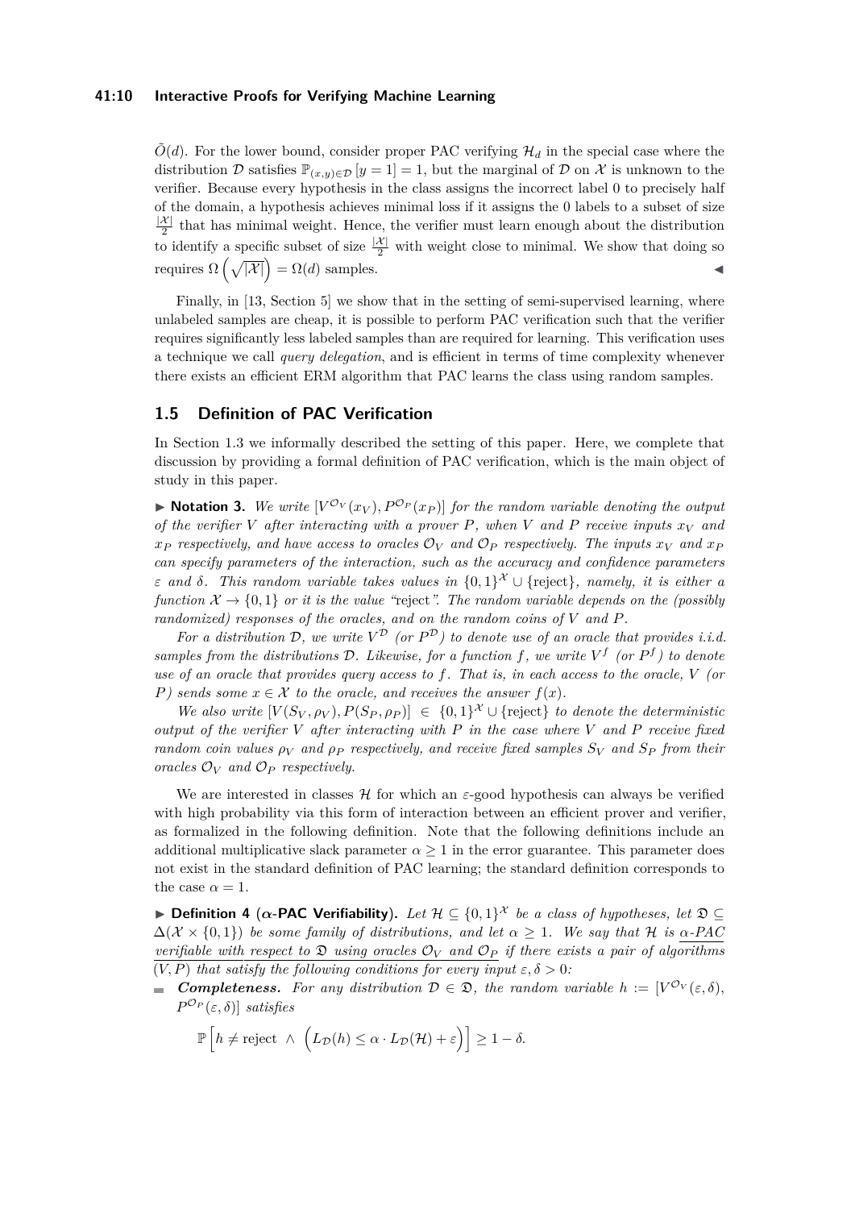$\tilde{O}(d)$. For the lower bound, consider proper PAC verifying $\mathcal{H}_d$ in the special case where the distribution $\mathcal{D}$ satisfies $\mathbb{P}_{(x,y)\in\mathcal{D}}[y=1]=1$, but the marginal of $\mathcal{D}$ on $\mathcal{X}$ is unknown to the verifier. Because every hypothesis in the class assigns the incorrect label 0 to precisely half of the domain, a hypothesis achieves minimal loss if it assigns the 0 labels to a subset of size $\frac{|\mathcal{X}|}{2}$ that has minimal weight. Hence, the verifier must learn enough about the distribution to identify a specific subset of size $\frac{|\mathcal{X}|}{2}$ with weight close to minimal. We show that doing so requires $\Omega\left(\sqrt{|\mathcal{X}|}\right)=\Omega(d)$ samples. ◀

Finally, in [13, Section 5] we show that in the setting of semi-supervised learning, where unlabeled samples are cheap, it is possible to perform PAC verification such that the verifier requires significantly less labeled samples than are required for learning. This verification uses a technique we call *query delegation*, and is efficient in terms of time complexity whenever there exists an efficient ERM algorithm that PAC learns the class using random samples.

## 1.5 Definition of PAC Verification

In Section 1.3 we informally described the setting of this paper. Here, we complete that discussion by providing a formal definition of PAC verification, which is the main object of study in this paper.

▶ **Notation 3.** *We write $[V^{\mathcal{O}_V}(x_V), P^{\mathcal{O}_P}(x_P)]$ for the random variable denoting the output of the verifier $V$ after interacting with a prover $P$, when $V$ and $P$ receive inputs $x_V$ and $x_P$ respectively, and have access to oracles $\mathcal{O}_V$ and $\mathcal{O}_P$ respectively. The inputs $x_V$ and $x_P$ can specify parameters of the interaction, such as the accuracy and confidence parameters $\varepsilon$ and $\delta$. This random variable takes values in $\{0,1\}^{\mathcal{X}} \cup \{\text{reject}\}$, namely, it is either a function $\mathcal{X}\to\{0,1\}$ or it is the value "reject". The random variable depends on the (possibly randomized) responses of the oracles, and on the random coins of $V$ and $P$.*

*For a distribution $\mathcal{D}$, we write $V^{\mathcal{D}}$ (or $P^{\mathcal{D}}$) to denote use of an oracle that provides i.i.d. samples from the distributions $\mathcal{D}$. Likewise, for a function $f$, we write $V^f$ (or $P^f$) to denote use of an oracle that provides query access to $f$. That is, in each access to the oracle, $V$ (or $P$) sends some $x\in\mathcal{X}$ to the oracle, and receives the answer $f(x)$.*

*We also write $[V(S_V,\rho_V), P(S_P,\rho_P)] \in \{0,1\}^{\mathcal{X}}\cup\{\text{reject}\}$ to denote the deterministic output of the verifier $V$ after interacting with $P$ in the case where $V$ and $P$ receive fixed random coin values $\rho_V$ and $\rho_P$ respectively, and receive fixed samples $S_V$ and $S_P$ from their oracles $\mathcal{O}_V$ and $\mathcal{O}_P$ respectively.*

We are interested in classes $\mathcal{H}$ for which an $\varepsilon$-good hypothesis can always be verified with high probability via this form of interaction between an efficient prover and verifier, as formalized in the following definition. Note that the following definitions include an additional multiplicative slack parameter $\alpha\geq 1$ in the error guarantee. This parameter does not exist in the standard definition of PAC learning; the standard definition corresponds to the case $\alpha=1$.

▶ **Definition 4** (**$\alpha$-PAC Verifiability**). *Let $\mathcal{H}\subseteq\{0,1\}^{\mathcal{X}}$ be a class of hypotheses, let $\mathfrak{D}\subseteq\Delta(\mathcal{X}\times\{0,1\})$ be some family of distributions, and let $\alpha\geq 1$. We say that $\mathcal{H}$ is <u>$\alpha$-PAC verifiable with respect to $\mathfrak{D}$ using oracles $\mathcal{O}_V$ and $\mathcal{O}_P$</u> if there exists a pair of algorithms $(V,P)$ that satisfy the following conditions for every input $\varepsilon,\delta>0$:*

- ***Completeness.*** *For any distribution $\mathcal{D}\in\mathfrak{D}$, the random variable $h := [V^{\mathcal{O}_V}(\varepsilon,\delta), P^{\mathcal{O}_P}(\varepsilon,\delta)]$ satisfies*

$$\mathbb{P}\Big[h\neq \text{reject} \ \wedge\ \Big(L_{\mathcal{D}}(h)\leq \alpha\cdot L_{\mathcal{D}}(\mathcal{H})+\varepsilon\Big)\Big]\geq 1-\delta.$$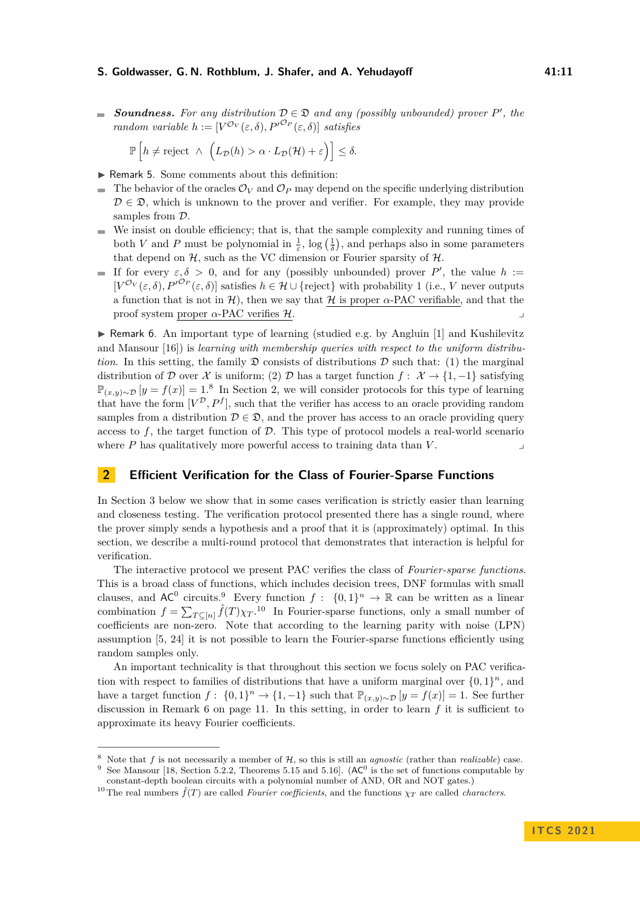- ***Soundness.*** *For any distribution $\mathcal{D} \in \mathfrak{D}$ and any (possibly unbounded) prover $P'$, the random variable $h := [V^{\mathcal{O}_V}(\varepsilon, \delta), P'^{\mathcal{O}_P}(\varepsilon, \delta)]$ satisfies*

$$\mathbb{P}\Big[h \neq \text{reject} \;\wedge\; \Big(L_{\mathcal{D}}(h) > \alpha \cdot L_{\mathcal{D}}(\mathcal{H}) + \varepsilon\Big)\Big] \leq \delta.$$

▶ Remark 5. Some comments about this definition:

- The behavior of the oracles $\mathcal{O}_V$ and $\mathcal{O}_P$ may depend on the specific underlying distribution $\mathcal{D} \in \mathfrak{D}$, which is unknown to the prover and verifier. For example, they may provide samples from $\mathcal{D}$.
- We insist on double efficiency; that is, that the sample complexity and running times of both $V$ and $P$ must be polynomial in $\frac{1}{\varepsilon}$, $\log\left(\frac{1}{\delta}\right)$, and perhaps also in some parameters that depend on $\mathcal{H}$, such as the VC dimension or Fourier sparsity of $\mathcal{H}$.
- If for every $\varepsilon, \delta > 0$, and for any (possibly unbounded) prover $P'$, the value $h := [V^{\mathcal{O}_V}(\varepsilon, \delta), P'^{\mathcal{O}_P}(\varepsilon, \delta)]$ satisfies $h \in \mathcal{H} \cup \{\text{reject}\}$ with probability 1 (i.e., $V$ never outputs a function that is not in $\mathcal{H}$), then we say that <u>$\mathcal{H}$ is proper $\alpha$-PAC verifiable</u>, and that the proof system <u>proper $\alpha$-PAC verifies $\mathcal{H}$</u>. ⌟

▶ Remark 6. An important type of learning (studied e.g. by Angluin [1] and Kushilevitz and Mansour [16]) is *learning with membership queries with respect to the uniform distribution*. In this setting, the family $\mathfrak{D}$ consists of distributions $\mathcal{D}$ such that: (1) the marginal distribution of $\mathcal{D}$ over $\mathcal{X}$ is uniform; (2) $\mathcal{D}$ has a target function $f : \mathcal{X} \to \{1, -1\}$ satisfying $\mathbb{P}_{(x,y)\sim\mathcal{D}}[y = f(x)] = 1$.[8] In Section 2, we will consider protocols for this type of learning that have the form $[V^{\mathcal{D}}, P^f]$, such that the verifier has access to an oracle providing random samples from a distribution $\mathcal{D} \in \mathfrak{D}$, and the prover has access to an oracle providing query access to $f$, the target function of $\mathcal{D}$. This type of protocol models a real-world scenario where $P$ has qualitatively more powerful access to training data than $V$. ⌟

## 2 Efficient Verification for the Class of Fourier-Sparse Functions

In Section 3 below we show that in some cases verification is strictly easier than learning and closeness testing. The verification protocol presented there has a single round, where the prover simply sends a hypothesis and a proof that it is (approximately) optimal. In this section, we describe a multi-round protocol that demonstrates that interaction is helpful for verification.

The interactive protocol we present PAC verifies the class of *Fourier-sparse functions*. This is a broad class of functions, which includes decision trees, DNF formulas with small clauses, and $\mathsf{AC}^0$ circuits.[9] Every function $f : \{0,1\}^n \to \mathbb{R}$ can be written as a linear combination $f = \sum_{T\subseteq[n]} \hat{f}(T)\chi_T$.[10] In Fourier-sparse functions, only a small number of coefficients are non-zero. Note that according to the learning parity with noise (LPN) assumption [5, 24] it is not possible to learn the Fourier-sparse functions efficiently using random samples only.

An important technicality is that throughout this section we focus solely on PAC verification with respect to families of distributions that have a uniform marginal over $\{0,1\}^n$, and have a target function $f : \{0,1\}^n \to \{1,-1\}$ such that $\mathbb{P}_{(x,y)\sim\mathcal{D}}[y = f(x)] = 1$. See further discussion in Remark 6 on page 11. In this setting, in order to learn $f$ it is sufficient to approximate its heavy Fourier coefficients.

---

[8] Note that $f$ is not necessarily a member of $\mathcal{H}$, so this is still an *agnostic* (rather than *realizable*) case.

[9] See Mansour [18, Section 5.2.2, Theorems 5.15 and 5.16]. ($\mathsf{AC}^0$ is the set of functions computable by constant-depth boolean circuits with a polynomial number of AND, OR and NOT gates.)

[10] The real numbers $\hat{f}(T)$ are called *Fourier coefficients*, and the functions $\chi_T$ are called *characters*.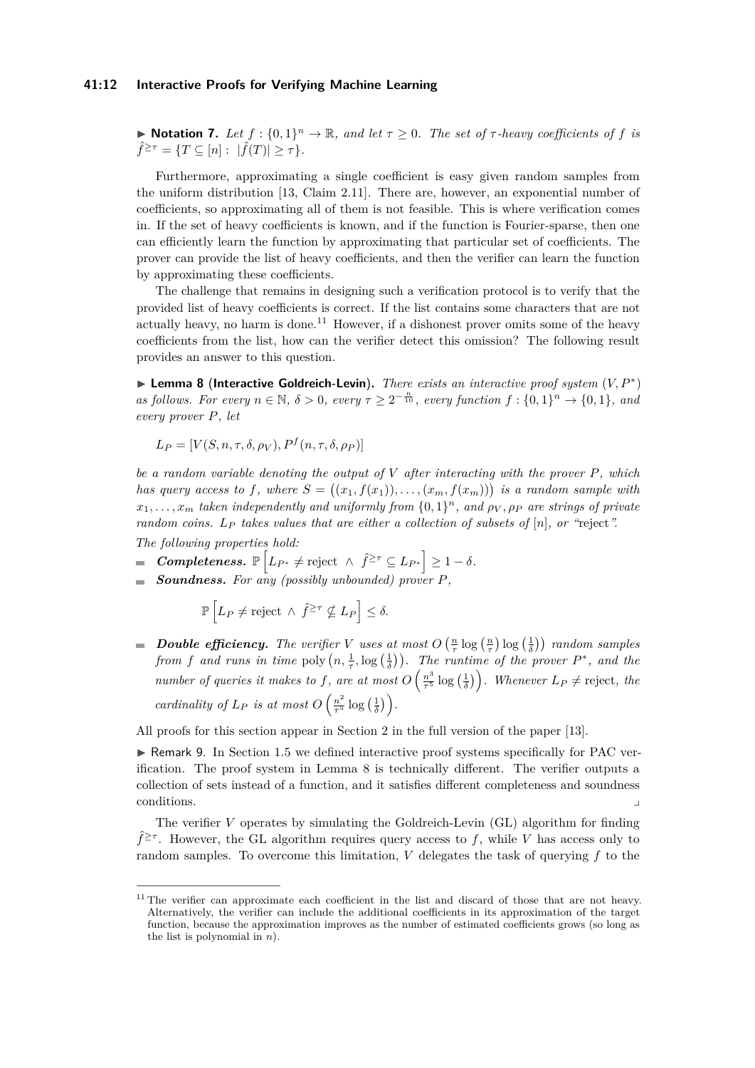▶ **Notation 7.** *Let $f : \{0,1\}^n \to \mathbb{R}$, and let $\tau \geq 0$. The set of $\tau$-heavy coefficients of $f$ is $\hat{f}^{\geq \tau} = \{T \subseteq [n] : \ |\hat{f}(T)| \geq \tau\}$.*

Furthermore, approximating a single coefficient is easy given random samples from the uniform distribution [13, Claim 2.11]. There are, however, an exponential number of coefficients, so approximating all of them is not feasible. This is where verification comes in. If the set of heavy coefficients is known, and if the function is Fourier-sparse, then one can efficiently learn the function by approximating that particular set of coefficients. The prover can provide the list of heavy coefficients, and then the verifier can learn the function by approximating these coefficients.

The challenge that remains in designing such a verification protocol is to verify that the provided list of heavy coefficients is correct. If the list contains some characters that are not actually heavy, no harm is done.[11] However, if a dishonest prover omits some of the heavy coefficients from the list, how can the verifier detect this omission? The following result provides an answer to this question.

▶ **Lemma 8** (**Interactive Goldreich-Levin**)**.** *There exists an interactive proof system $(V, P^*)$ as follows. For every $n \in \mathbb{N}$, $\delta > 0$, every $\tau \geq 2^{-\frac{n}{10}}$, every function $f : \{0,1\}^n \to \{0,1\}$, and every prover $P$, let*

$$L_P = [V(S, n, \tau, \delta, \rho_V), P^f(n, \tau, \delta, \rho_P)]$$

*be a random variable denoting the output of $V$ after interacting with the prover $P$, which has query access to $f$, where $S = \big((x_1, f(x_1)), \ldots, (x_m, f(x_m))\big)$ is a random sample with $x_1, \ldots, x_m$ taken independently and uniformly from $\{0,1\}^n$, and $\rho_V, \rho_P$ are strings of private random coins. $L_P$ takes values that are either a collection of subsets of $[n]$, or "reject".*

*The following properties hold:*

- ***Completeness.*** $\mathbb{P}\left[L_{P^*} \neq \text{reject} \ \wedge \ \hat{f}^{\geq \tau} \subseteq L_{P^*}\right] \geq 1 - \delta$.
- ***Soundness.*** *For any (possibly unbounded) prover $P$,*

$$\mathbb{P}\left[L_P \neq \text{reject} \ \wedge \ \hat{f}^{\geq \tau} \not\subseteq L_P\right] \leq \delta.$$

- ***Double efficiency.*** *The verifier $V$ uses at most $O\left(\frac{n}{\tau}\log\left(\frac{n}{\tau}\right)\log\left(\frac{1}{\delta}\right)\right)$ random samples from $f$ and runs in time $\text{poly}\left(n, \frac{1}{\tau}, \log\left(\frac{1}{\delta}\right)\right)$. The runtime of the prover $P^*$, and the number of queries it makes to $f$, are at most $O\left(\frac{n^3}{\tau^5}\log\left(\frac{1}{\delta}\right)\right)$. Whenever $L_P \neq \text{reject}$, the cardinality of $L_P$ is at most $O\left(\frac{n^2}{\tau^5}\log\left(\frac{1}{\delta}\right)\right)$.*

All proofs for this section appear in Section 2 in the full version of the paper [13].

▶ Remark 9. In Section 1.5 we defined interactive proof systems specifically for PAC verification. The proof system in Lemma 8 is technically different. The verifier outputs a collection of sets instead of a function, and it satisfies different completeness and soundness conditions. ⌟

The verifier $V$ operates by simulating the Goldreich-Levin (GL) algorithm for finding $\hat{f}^{\geq \tau}$. However, the GL algorithm requires query access to $f$, while $V$ has access only to random samples. To overcome this limitation, $V$ delegates the task of querying $f$ to the

---

[11] The verifier can approximate each coefficient in the list and discard of those that are not heavy. Alternatively, the verifier can include the additional coefficients in its approximation of the target function, because the approximation improves as the number of estimated coefficients grows (so long as the list is polynomial in $n$).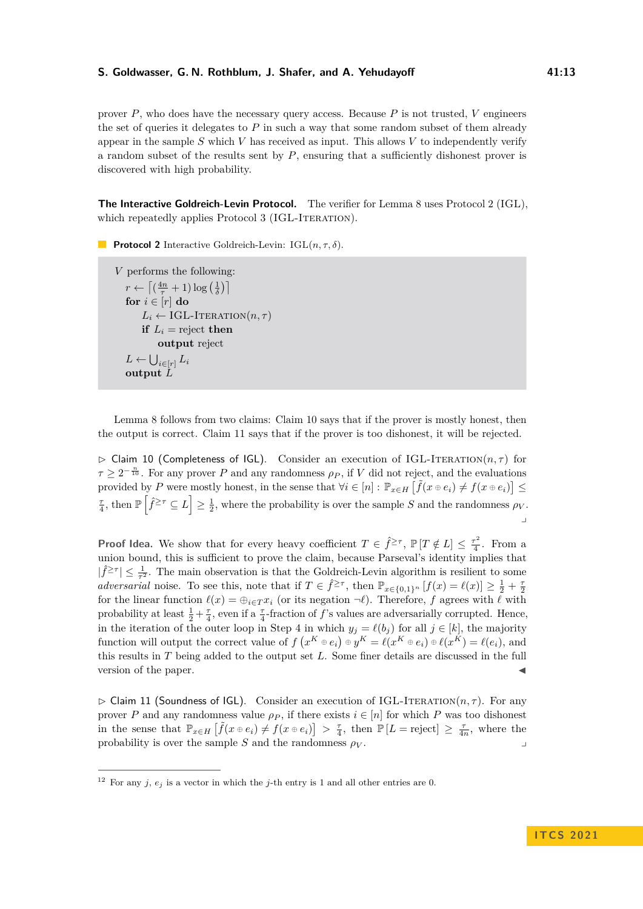prover $P$, who does have the necessary query access. Because $P$ is not trusted, $V$ engineers the set of queries it delegates to $P$ in such a way that some random subset of them already appear in the sample $S$ which $V$ has received as input. This allows $V$ to independently verify a random subset of the results sent by $P$, ensuring that a sufficiently dishonest prover is discovered with high probability.

**The Interactive Goldreich-Levin Protocol.** The verifier for Lemma 8 uses Protocol 2 (IGL), which repeatedly applies Protocol 3 (IGL-Iteration).

**Protocol 2** Interactive Goldreich-Levin: $\text{IGL}(n, \tau, \delta)$.

```
V performs the following:
  r ← ⌈(4n/τ + 1) log(1/δ)⌉
  for i ∈ [r] do
    L_i ← IGL-Iteration(n, τ)
    if L_i = reject then
      output reject
  L ← ⋃_{i∈[r]} L_i
  output L
```

Lemma 8 follows from two claims: Claim 10 says that if the prover is mostly honest, then the output is correct. Claim 11 says that if the prover is too dishonest, it will be rejected.

▷ Claim 10 (Completeness of IGL). Consider an execution of IGL-Iteration$(n, \tau)$ for $\tau \geq 2^{-\frac{n}{10}}$. For any prover $P$ and any randomness $\rho_P$, if $V$ did not reject, and the evaluations provided by $P$ were mostly honest, in the sense that $\forall i \in [n] : \mathbb{P}_{x \in H}\left[\tilde{f}(x \oplus e_i) \neq f(x \oplus e_i)\right] \leq \frac{\tau}{4}$, then $\mathbb{P}\left[\hat{f}^{\geq \tau} \subseteq L\right] \geq \frac{1}{2}$, where the probability is over the sample $S$ and the randomness $\rho_V$.

**Proof Idea.** We show that for every heavy coefficient $T \in \hat{f}^{\geq \tau}$, $\mathbb{P}\left[T \notin L\right] \leq \frac{\tau^2}{4}$. From a union bound, this is sufficient to prove the claim, because Parseval's identity implies that $|\hat{f}^{\geq \tau}| \leq \frac{1}{\tau^2}$. The main observation is that the Goldreich-Levin algorithm is resilient to some *adversarial* noise. To see this, note that if $T \in \hat{f}^{\geq \tau}$, then $\mathbb{P}_{x \in \{0,1\}^n}\left[f(x) = \ell(x)\right] \geq \frac{1}{2} + \frac{\tau}{2}$ for the linear function $\ell(x) = \oplus_{i \in T} x_i$ (or its negation $\neg \ell$). Therefore, $f$ agrees with $\ell$ with probability at least $\frac{1}{2} + \frac{\tau}{4}$, even if a $\frac{\tau}{4}$-fraction of $f$'s values are adversarially corrupted. Hence, in the iteration of the outer loop in Step 4 in which $y_j = \ell(b_j)$ for all $j \in [k]$, the majority function will output the correct value of $f\left(x^K \oplus e_i\right) \oplus y^K = \ell(x^K \oplus e_i) \oplus \ell(x^K) = \ell(e_i)$, and this results in $T$ being added to the output set $L$. Some finer details are discussed in the full version of the paper. ◀

▷ Claim 11 (Soundness of IGL). Consider an execution of IGL-Iteration$(n, \tau)$. For any prover $P$ and any randomness value $\rho_P$, if there exists $i \in [n]$ for which $P$ was too dishonest in the sense that $\mathbb{P}_{x \in H}\left[\tilde{f}(x \oplus e_i) \neq f(x \oplus e_i)\right] > \frac{\tau}{4}$, then $\mathbb{P}\left[L = \text{reject}\right] \geq \frac{\tau}{4n}$, where the probability is over the sample $S$ and the randomness $\rho_V$.

[12] For any $j$, $e_j$ is a vector in which the $j$-th entry is 1 and all other entries are 0.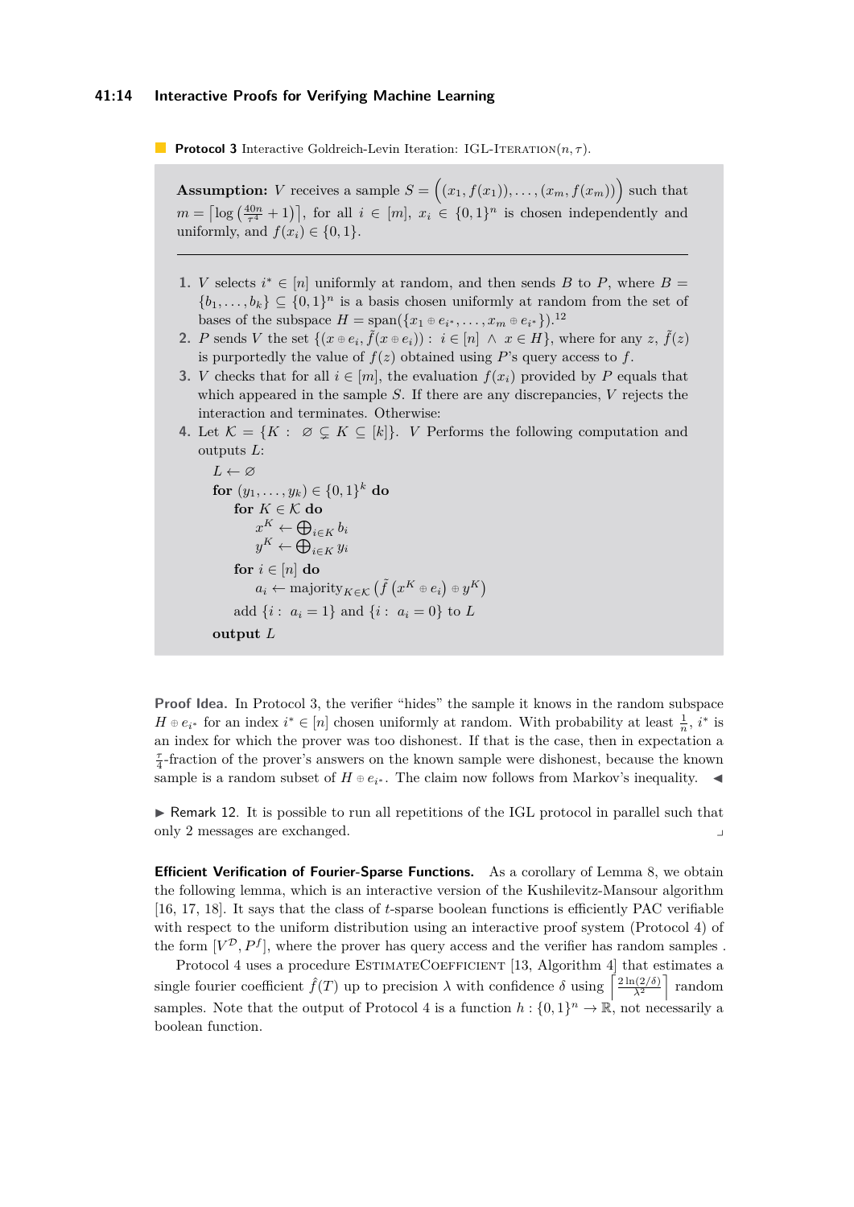**Protocol 3** Interactive Goldreich-Levin Iteration: IGL-ITERATION$(n, \tau)$.

**Assumption:** $V$ receives a sample $S = \Big((x_1, f(x_1)), \ldots, (x_m, f(x_m))\Big)$ such that $m = \left\lceil \log\left(\frac{40n}{\tau^4} + 1\right)\right\rceil$, for all $i \in [m]$, $x_i \in \{0,1\}^n$ is chosen independently and uniformly, and $f(x_i) \in \{0,1\}$.

---

1. $V$ selects $i^* \in [n]$ uniformly at random, and then sends $B$ to $P$, where $B = \{b_1, \ldots, b_k\} \subseteq \{0,1\}^n$ is a basis chosen uniformly at random from the set of bases of the subspace $H = \text{span}(\{x_1 \oplus e_{i^*}, \ldots, x_m \oplus e_{i^*}\})$.[12]
2. $P$ sends $V$ the set $\{(x \oplus e_i, \tilde{f}(x \oplus e_i)) : \ i \in [n] \ \wedge \ x \in H\}$, where for any $z$, $\tilde{f}(z)$ is purportedly the value of $f(z)$ obtained using $P$'s query access to $f$.
3. $V$ checks that for all $i \in [m]$, the evaluation $f(x_i)$ provided by $P$ equals that which appeared in the sample $S$. If there are any discrepancies, $V$ rejects the interaction and terminates. Otherwise:
4. Let $\mathcal{K} = \{K : \ \varnothing \subsetneq K \subseteq [k]\}$. $V$ Performs the following computation and outputs $L$:

   $L \leftarrow \varnothing$
   **for** $(y_1, \ldots, y_k) \in \{0,1\}^k$ **do**
   &nbsp;&nbsp;&nbsp;&nbsp;**for** $K \in \mathcal{K}$ **do**
   &nbsp;&nbsp;&nbsp;&nbsp;&nbsp;&nbsp;&nbsp;&nbsp;$x^K \leftarrow \bigoplus_{i \in K} b_i$
   &nbsp;&nbsp;&nbsp;&nbsp;&nbsp;&nbsp;&nbsp;&nbsp;$y^K \leftarrow \bigoplus_{i \in K} y_i$
   &nbsp;&nbsp;&nbsp;&nbsp;**for** $i \in [n]$ **do**
   &nbsp;&nbsp;&nbsp;&nbsp;&nbsp;&nbsp;&nbsp;&nbsp;$a_i \leftarrow \text{majority}_{K \in \mathcal{K}}\left(\tilde{f}\left(x^K \oplus e_i\right) \oplus y^K\right)$
   &nbsp;&nbsp;&nbsp;&nbsp;add $\{i : \ a_i = 1\}$ and $\{i : \ a_i = 0\}$ to $L$
   **output** $L$

**Proof Idea.** In Protocol 3, the verifier "hides" the sample it knows in the random subspace $H \oplus e_{i^*}$ for an index $i^* \in [n]$ chosen uniformly at random. With probability at least $\frac{1}{n}$, $i^*$ is an index for which the prover was too dishonest. If that is the case, then in expectation a $\frac{\tau}{4}$-fraction of the prover's answers on the known sample were dishonest, because the known sample is a random subset of $H \oplus e_{i^*}$. The claim now follows from Markov's inequality. ◀

▶ Remark 12. It is possible to run all repetitions of the IGL protocol in parallel such that only 2 messages are exchanged.

**Efficient Verification of Fourier-Sparse Functions.** As a corollary of Lemma 8, we obtain the following lemma, which is an interactive version of the Kushilevitz-Mansour algorithm [16, 17, 18]. It says that the class of $t$-sparse boolean functions is efficiently PAC verifiable with respect to the uniform distribution using an interactive proof system (Protocol 4) of the form $[V^{\mathcal{D}}, P^f]$, where the prover has query access and the verifier has random samples .

Protocol 4 uses a procedure ESTIMATECOEFFICIENT [13, Algorithm 4] that estimates a single fourier coefficient $\hat{f}(T)$ up to precision $\lambda$ with confidence $\delta$ using $\left\lceil \frac{2\ln(2/\delta)}{\lambda^2} \right\rceil$ random samples. Note that the output of Protocol 4 is a function $h : \{0,1\}^n \to \mathbb{R}$, not necessarily a boolean function.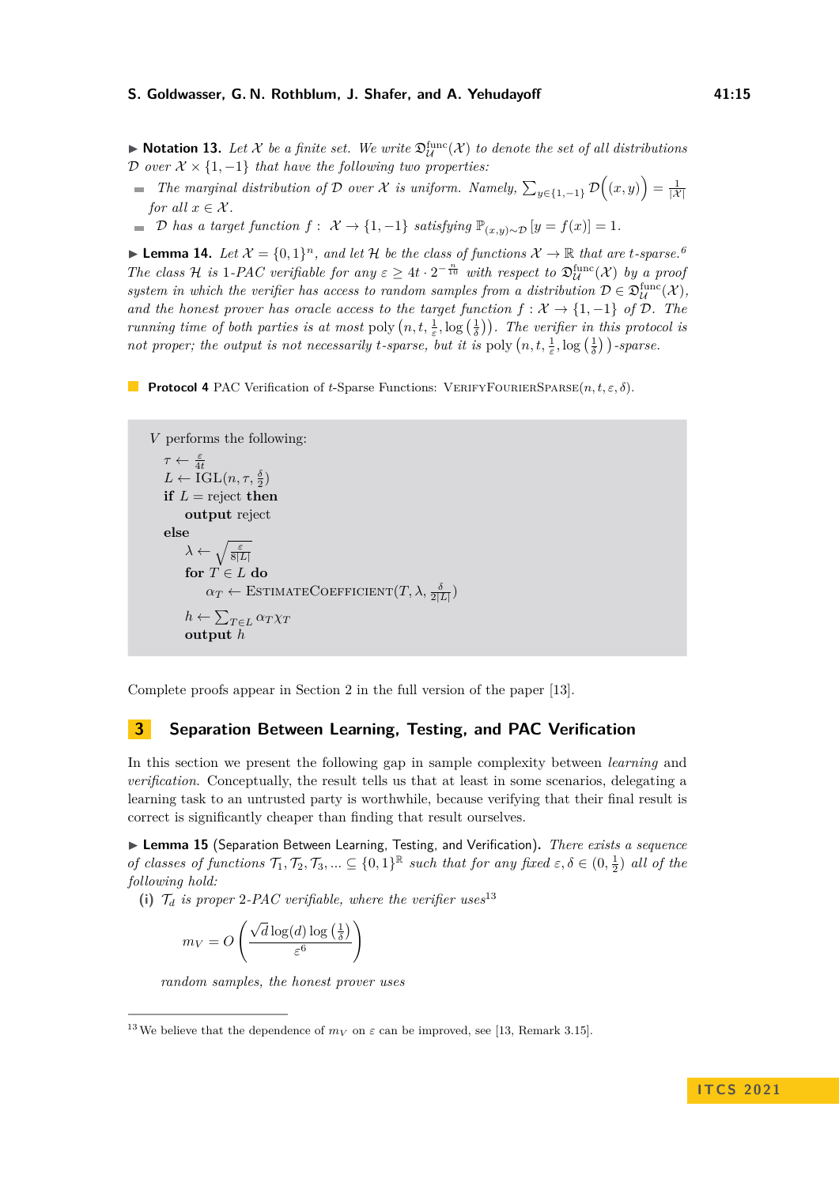▶ **Notation 13.** *Let $\mathcal{X}$ be a finite set. We write $\mathfrak{D}_{\mathcal{U}}^{\mathrm{func}}(\mathcal{X})$ to denote the set of all distributions $\mathcal{D}$ over $\mathcal{X} \times \{1, -1\}$ that have the following two properties:*

- *The marginal distribution of $\mathcal{D}$ over $\mathcal{X}$ is uniform. Namely, $\sum_{y \in \{1,-1\}} \mathcal{D}\Big((x, y)\Big) = \frac{1}{|\mathcal{X}|}$ for all $x \in \mathcal{X}$.*
- *$\mathcal{D}$ has a target function $f : \mathcal{X} \to \{1, -1\}$ satisfying $\mathbb{P}_{(x,y)\sim\mathcal{D}}[y = f(x)] = 1$.*

▶ **Lemma 14.** *Let $\mathcal{X} = \{0, 1\}^n$, and let $\mathcal{H}$ be the class of functions $\mathcal{X} \to \mathbb{R}$ that are $t$-sparse.*[6] *The class $\mathcal{H}$ is 1-PAC verifiable for any $\varepsilon \geq 4t \cdot 2^{-\frac{n}{10}}$ with respect to $\mathfrak{D}_{\mathcal{U}}^{\mathrm{func}}(\mathcal{X})$ by a proof system in which the verifier has access to random samples from a distribution $\mathcal{D} \in \mathfrak{D}_{\mathcal{U}}^{\mathrm{func}}(\mathcal{X})$, and the honest prover has oracle access to the target function $f : \mathcal{X} \to \{1, -1\}$ of $\mathcal{D}$. The running time of both parties is at most $\mathrm{poly}\left(n, t, \frac{1}{\varepsilon}, \log\left(\frac{1}{\delta}\right)\right)$. The verifier in this protocol is not proper; the output is not necessarily $t$-sparse, but it is $\mathrm{poly}\left(n, t, \frac{1}{\varepsilon}, \log\left(\frac{1}{\delta}\right)\right)$-sparse.*

**Protocol 4** PAC Verification of $t$-Sparse Functions: VerifyFourierSparse$(n, t, \varepsilon, \delta)$.

```
V performs the following:
    τ ← ε/(4t)
    L ← IGL(n, τ, δ/2)
    if L = reject then
        output reject
    else
        λ ← sqrt(ε/(8|L|))
        for T ∈ L do
            α_T ← EstimateCoefficient(T, λ, δ/(2|L|))
        h ← Σ_{T∈L} α_T χ_T
        output h
```

Complete proofs appear in Section 2 in the full version of the paper [13].

## 3 Separation Between Learning, Testing, and PAC Verification

In this section we present the following gap in sample complexity between *learning* and *verification*. Conceptually, the result tells us that at least in some scenarios, delegating a learning task to an untrusted party is worthwhile, because verifying that their final result is correct is significantly cheaper than finding that result ourselves.

▶ **Lemma 15** (Separation Between Learning, Testing, and Verification)**.** *There exists a sequence of classes of functions $\mathcal{T}_1, \mathcal{T}_2, \mathcal{T}_3, ... \subseteq \{0, 1\}^{\mathbb{R}}$ such that for any fixed $\varepsilon, \delta \in (0, \frac{1}{2})$ all of the following hold:*

**(i)** *$\mathcal{T}_d$ is proper 2-PAC verifiable, where the verifier uses*[13]

$$m_V = O\left(\frac{\sqrt{d}\log(d)\log\left(\frac{1}{\delta}\right)}{\varepsilon^6}\right)$$

*random samples, the honest prover uses*

[13] We believe that the dependence of $m_V$ on $\varepsilon$ can be improved, see [13, Remark 3.15].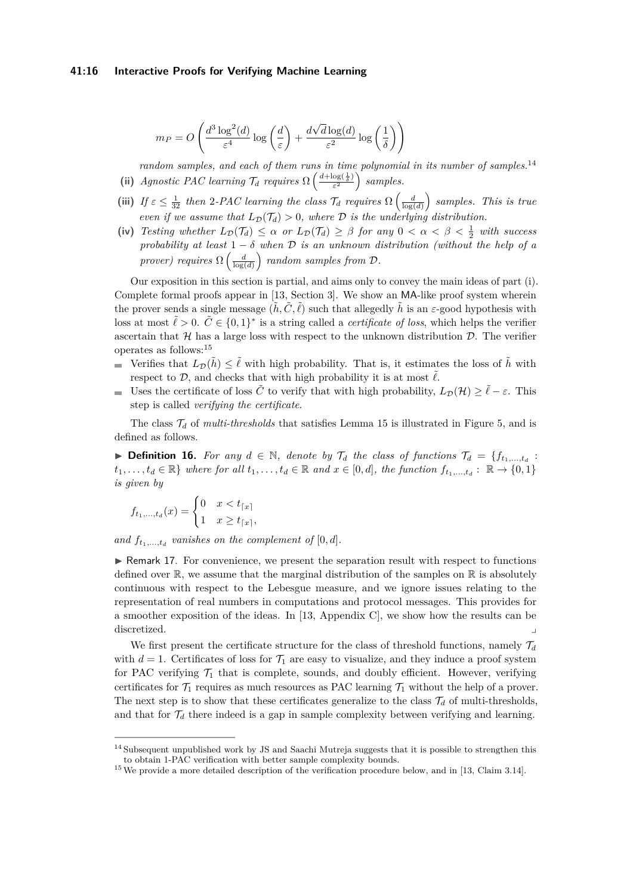$$m_P = O\left(\frac{d^3 \log^2(d)}{\varepsilon^4} \log\left(\frac{d}{\varepsilon}\right) + \frac{d\sqrt{d}\log(d)}{\varepsilon^2} \log\left(\frac{1}{\delta}\right)\right)$$

*random samples, and each of them runs in time polynomial in its number of samples.*[14]

**(ii)** *Agnostic PAC learning $\mathcal{T}_d$ requires $\Omega\left(\frac{d+\log(\frac{1}{\delta})}{\varepsilon^2}\right)$ samples.*

**(iii)** *If $\varepsilon \leq \frac{1}{32}$ then 2-PAC learning the class $\mathcal{T}_d$ requires $\Omega\left(\frac{d}{\log(d)}\right)$ samples. This is true even if we assume that $L_{\mathcal{D}}(\mathcal{T}_d) > 0$, where $\mathcal{D}$ is the underlying distribution.*

**(iv)** *Testing whether $L_{\mathcal{D}}(\mathcal{T}_d) \leq \alpha$ or $L_{\mathcal{D}}(\mathcal{T}_d) \geq \beta$ for any $0 < \alpha < \beta < \frac{1}{2}$ with success probability at least $1 - \delta$ when $\mathcal{D}$ is an unknown distribution (without the help of a prover) requires $\Omega\left(\frac{d}{\log(d)}\right)$ random samples from $\mathcal{D}$.*

Our exposition in this section is partial, and aims only to convey the main ideas of part (i). Complete formal proofs appear in [13, Section 3]. We show an MA-like proof system wherein the prover sends a single message $(\tilde{h}, \tilde{C}, \tilde{\ell})$ such that allegedly $\tilde{h}$ is an $\varepsilon$-good hypothesis with loss at most $\tilde{\ell} > 0$. $\tilde{C} \in \{0,1\}^*$ is a string called a *certificate of loss*, which helps the verifier ascertain that $\mathcal{H}$ has a large loss with respect to the unknown distribution $\mathcal{D}$. The verifier operates as follows:[15]

- Verifies that $L_{\mathcal{D}}(\tilde{h}) \leq \tilde{\ell}$ with high probability. That is, it estimates the loss of $\tilde{h}$ with respect to $\mathcal{D}$, and checks that with high probability it is at most $\tilde{\ell}$.
- Uses the certificate of loss $\tilde{C}$ to verify that with high probability, $L_{\mathcal{D}}(\mathcal{H}) \geq \tilde{\ell} - \varepsilon$. This step is called *verifying the certificate*.

The class $\mathcal{T}_d$ of *multi-thresholds* that satisfies Lemma 15 is illustrated in Figure 5, and is defined as follows.

▶ **Definition 16.** *For any $d \in \mathbb{N}$, denote by $\mathcal{T}_d$ the class of functions $\mathcal{T}_d = \{f_{t_1,\ldots,t_d} : t_1, \ldots, t_d \in \mathbb{R}\}$ where for all $t_1, \ldots, t_d \in \mathbb{R}$ and $x \in [0,d]$, the function $f_{t_1,\ldots,t_d} : \mathbb{R} \to \{0,1\}$ is given by*

$$f_{t_1,\ldots,t_d}(x) = \begin{cases} 0 & x < t_{\lceil x \rceil} \\ 1 & x \geq t_{\lceil x \rceil}, \end{cases}$$

*and $f_{t_1,\ldots,t_d}$ vanishes on the complement of $[0,d]$.*

▶ Remark 17. For convenience, we present the separation result with respect to functions defined over $\mathbb{R}$, we assume that the marginal distribution of the samples on $\mathbb{R}$ is absolutely continuous with respect to the Lebesgue measure, and we ignore issues relating to the representation of real numbers in computations and protocol messages. This provides for a smoother exposition of the ideas. In [13, Appendix C], we show how the results can be discretized. ⌟

We first present the certificate structure for the class of threshold functions, namely $\mathcal{T}_d$ with $d = 1$. Certificates of loss for $\mathcal{T}_1$ are easy to visualize, and they induce a proof system for PAC verifying $\mathcal{T}_1$ that is complete, sounds, and doubly efficient. However, verifying certificates for $\mathcal{T}_1$ requires as much resources as PAC learning $\mathcal{T}_1$ without the help of a prover. The next step is to show that these certificates generalize to the class $\mathcal{T}_d$ of multi-thresholds, and that for $\mathcal{T}_d$ there indeed is a gap in sample complexity between verifying and learning.

---

[14] Subsequent unpublished work by JS and Saachi Mutreja suggests that it is possible to strengthen this to obtain 1-PAC verification with better sample complexity bounds.

[15] We provide a more detailed description of the verification procedure below, and in [13, Claim 3.14].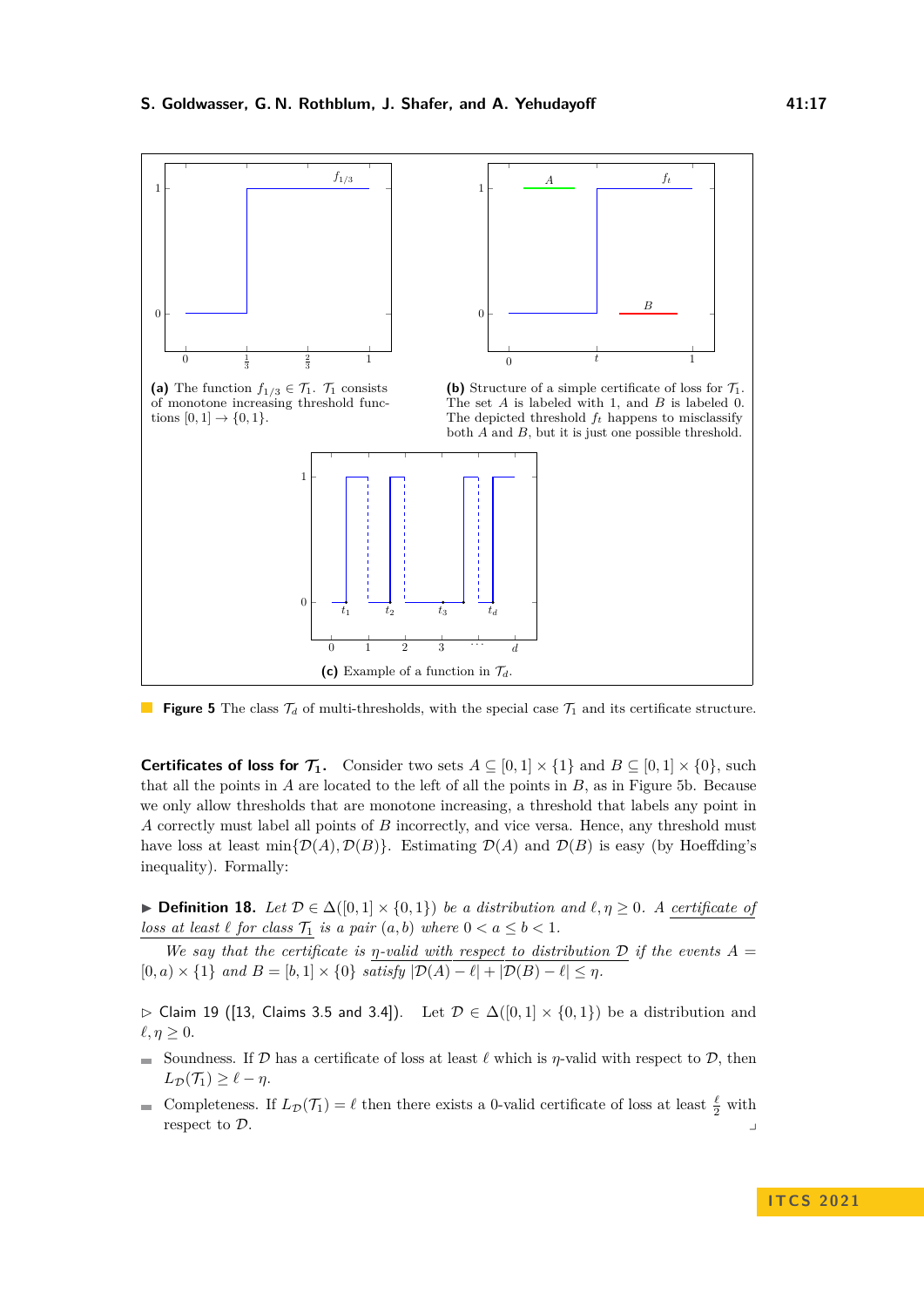(a) The function $f_{1/3} \in \mathcal{T}_1$. $\mathcal{T}_1$ consists of monotone increasing threshold functions $[0,1] \to \{0,1\}$.

(b) Structure of a simple certificate of loss for $\mathcal{T}_1$. The set $A$ is labeled with 1, and $B$ is labeled 0. The depicted threshold $f_t$ happens to misclassify both $A$ and $B$, but it is just one possible threshold.

(c) Example of a function in $\mathcal{T}_d$.

**Figure 5** The class $\mathcal{T}_d$ of multi-thresholds, with the special case $\mathcal{T}_1$ and its certificate structure.

**Certificates of loss for $\mathcal{T}_1$.** Consider two sets $A \subseteq [0,1] \times \{1\}$ and $B \subseteq [0,1] \times \{0\}$, such that all the points in $A$ are located to the left of all the points in $B$, as in Figure 5b. Because we only allow thresholds that are monotone increasing, a threshold that labels any point in $A$ correctly must label all points of $B$ incorrectly, and vice versa. Hence, any threshold must have loss at least $\min\{\mathcal{D}(A), \mathcal{D}(B)\}$. Estimating $\mathcal{D}(A)$ and $\mathcal{D}(B)$ is easy (by Hoeffding's inequality). Formally:

▶ **Definition 18.** *Let $\mathcal{D} \in \Delta([0,1] \times \{0,1\})$ be a distribution and $\ell, \eta \geq 0$. A* <u>*certificate of loss at least $\ell$ for class $\mathcal{T}_1$*</u> *is a pair $(a,b)$ where $0 < a \leq b < 1$.*

*We say that the certificate is* <u>*$\eta$-valid with respect to distribution $\mathcal{D}$*</u> *if the events $A = [0,a) \times \{1\}$ and $B = [b,1] \times \{0\}$ satisfy $|\mathcal{D}(A) - \ell| + |\mathcal{D}(B) - \ell| \leq \eta$.*

▷ Claim 19 ([13, Claims 3.5 and 3.4]). Let $\mathcal{D} \in \Delta([0,1] \times \{0,1\})$ be a distribution and $\ell, \eta \geq 0$.

- Soundness. If $\mathcal{D}$ has a certificate of loss at least $\ell$ which is $\eta$-valid with respect to $\mathcal{D}$, then $L_{\mathcal{D}}(\mathcal{T}_1) \geq \ell - \eta$.
- Completeness. If $L_{\mathcal{D}}(\mathcal{T}_1) = \ell$ then there exists a 0-valid certificate of loss at least $\frac{\ell}{2}$ with respect to $\mathcal{D}$.

◁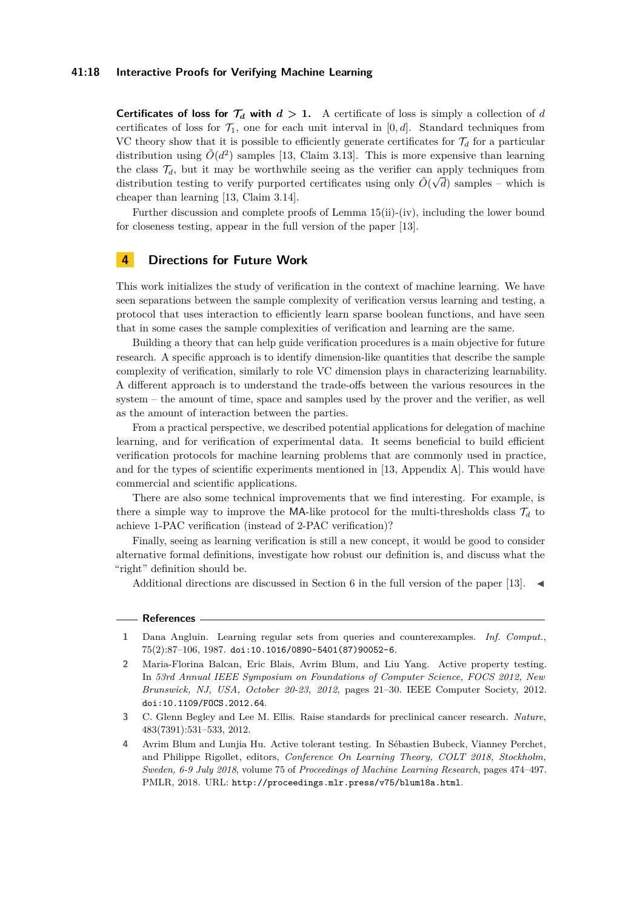**Certificates of loss for $\mathcal{T}_d$ with $d > 1$.** A certificate of loss is simply a collection of $d$ certificates of loss for $\mathcal{T}_1$, one for each unit interval in $[0, d]$. Standard techniques from VC theory show that it is possible to efficiently generate certificates for $\mathcal{T}_d$ for a particular distribution using $\tilde{O}(d^2)$ samples [13, Claim 3.13]. This is more expensive than learning the class $\mathcal{T}_d$, but it may be worthwhile seeing as the verifier can apply techniques from distribution testing to verify purported certificates using only $\tilde{O}(\sqrt{d})$ samples – which is cheaper than learning [13, Claim 3.14].

Further discussion and complete proofs of Lemma 15(ii)-(iv), including the lower bound for closeness testing, appear in the full version of the paper [13].

## 4 Directions for Future Work

This work initializes the study of verification in the context of machine learning. We have seen separations between the sample complexity of verification versus learning and testing, a protocol that uses interaction to efficiently learn sparse boolean functions, and have seen that in some cases the sample complexities of verification and learning are the same.

Building a theory that can help guide verification procedures is a main objective for future research. A specific approach is to identify dimension-like quantities that describe the sample complexity of verification, similarly to role VC dimension plays in characterizing learnability. A different approach is to understand the trade-offs between the various resources in the system – the amount of time, space and samples used by the prover and the verifier, as well as the amount of interaction between the parties.

From a practical perspective, we described potential applications for delegation of machine learning, and for verification of experimental data. It seems beneficial to build efficient verification protocols for machine learning problems that are commonly used in practice, and for the types of scientific experiments mentioned in [13, Appendix A]. This would have commercial and scientific applications.

There are also some technical improvements that we find interesting. For example, is there a simple way to improve the MA-like protocol for the multi-thresholds class $\mathcal{T}_d$ to achieve 1-PAC verification (instead of 2-PAC verification)?

Finally, seeing as learning verification is still a new concept, it would be good to consider alternative formal definitions, investigate how robust our definition is, and discuss what the "right" definition should be.

Additional directions are discussed in Section 6 in the full version of the paper [13]. ◀

## References

1. Dana Angluin. Learning regular sets from queries and counterexamples. *Inf. Comput.*, 75(2):87–106, 1987. doi:10.1016/0890-5401(87)90052-6.
2. Maria-Florina Balcan, Eric Blais, Avrim Blum, and Liu Yang. Active property testing. In *53rd Annual IEEE Symposium on Foundations of Computer Science, FOCS 2012, New Brunswick, NJ, USA, October 20-23, 2012*, pages 21–30. IEEE Computer Society, 2012. doi:10.1109/FOCS.2012.64.
3. C. Glenn Begley and Lee M. Ellis. Raise standards for preclinical cancer research. *Nature*, 483(7391):531–533, 2012.
4. Avrim Blum and Lunjia Hu. Active tolerant testing. In Sébastien Bubeck, Vianney Perchet, and Philippe Rigollet, editors, *Conference On Learning Theory, COLT 2018, Stockholm, Sweden, 6-9 July 2018*, volume 75 of *Proceedings of Machine Learning Research*, pages 474–497. PMLR, 2018. URL: http://proceedings.mlr.press/v75/blum18a.html.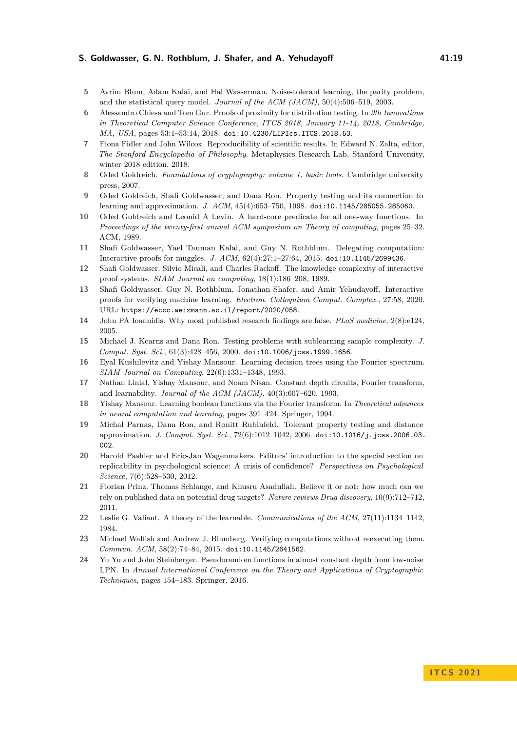5. Avrim Blum, Adam Kalai, and Hal Wasserman. Noise-tolerant learning, the parity problem, and the statistical query model. *Journal of the ACM (JACM)*, 50(4):506–519, 2003.
6. Alessandro Chiesa and Tom Gur. Proofs of proximity for distribution testing. In *9th Innovations in Theoretical Computer Science Conference, ITCS 2018, January 11-14, 2018, Cambridge, MA, USA*, pages 53:1–53:14, 2018. doi:10.4230/LIPIcs.ITCS.2018.53.
7. Fiona Fidler and John Wilcox. Reproducibility of scientific results. In Edward N. Zalta, editor, *The Stanford Encyclopedia of Philosophy*. Metaphysics Research Lab, Stanford University, winter 2018 edition, 2018.
8. Oded Goldreich. *Foundations of cryptography: volume 1, basic tools*. Cambridge university press, 2007.
9. Oded Goldreich, Shafi Goldwasser, and Dana Ron. Property testing and its connection to learning and approximation. *J. ACM*, 45(4):653–750, 1998. doi:10.1145/285055.285060.
10. Oded Goldreich and Leonid A Levin. A hard-core predicate for all one-way functions. In *Proceedings of the twenty-first annual ACM symposium on Theory of computing*, pages 25–32. ACM, 1989.
11. Shafi Goldwasser, Yael Tauman Kalai, and Guy N. Rothblum. Delegating computation: Interactive proofs for muggles. *J. ACM*, 62(4):27:1–27:64, 2015. doi:10.1145/2699436.
12. Shafi Goldwasser, Silvio Micali, and Charles Rackoff. The knowledge complexity of interactive proof systems. *SIAM Journal on computing*, 18(1):186–208, 1989.
13. Shafi Goldwasser, Guy N. Rothblum, Jonathan Shafer, and Amir Yehudayoff. Interactive proofs for verifying machine learning. *Electron. Colloquium Comput. Complex.*, 27:58, 2020. URL: https://eccc.weizmann.ac.il/report/2020/058.
14. John PA Ioannidis. Why most published research findings are false. *PLoS medicine*, 2(8):e124, 2005.
15. Michael J. Kearns and Dana Ron. Testing problems with sublearning sample complexity. *J. Comput. Syst. Sci.*, 61(3):428–456, 2000. doi:10.1006/jcss.1999.1656.
16. Eyal Kushilevitz and Yishay Mansour. Learning decision trees using the Fourier spectrum. *SIAM Journal on Computing*, 22(6):1331–1348, 1993.
17. Nathan Linial, Yishay Mansour, and Noam Nisan. Constant depth circuits, Fourier transform, and learnability. *Journal of the ACM (JACM)*, 40(3):607–620, 1993.
18. Yishay Mansour. Learning boolean functions via the Fourier transform. In *Theoretical advances in neural computation and learning*, pages 391–424. Springer, 1994.
19. Michal Parnas, Dana Ron, and Ronitt Rubinfeld. Tolerant property testing and distance approximation. *J. Comput. Syst. Sci.*, 72(6):1012–1042, 2006. doi:10.1016/j.jcss.2006.03.002.
20. Harold Pashler and Eric-Jan Wagenmakers. Editors' introduction to the special section on replicability in psychological science: A crisis of confidence? *Perspectives on Psychological Science*, 7(6):528–530, 2012.
21. Florian Prinz, Thomas Schlange, and Khusru Asadullah. Believe it or not: how much can we rely on published data on potential drug targets? *Nature reviews Drug discovery*, 10(9):712–712, 2011.
22. Leslie G. Valiant. A theory of the learnable. *Communications of the ACM*, 27(11):1134–1142, 1984.
23. Michael Walfish and Andrew J. Blumberg. Verifying computations without reexecuting them. *Commun. ACM*, 58(2):74–84, 2015. doi:10.1145/2641562.
24. Yu Yu and John Steinberger. Pseudorandom functions in almost constant depth from low-noise LPN. In *Annual International Conference on the Theory and Applications of Cryptographic Techniques*, pages 154–183. Springer, 2016.